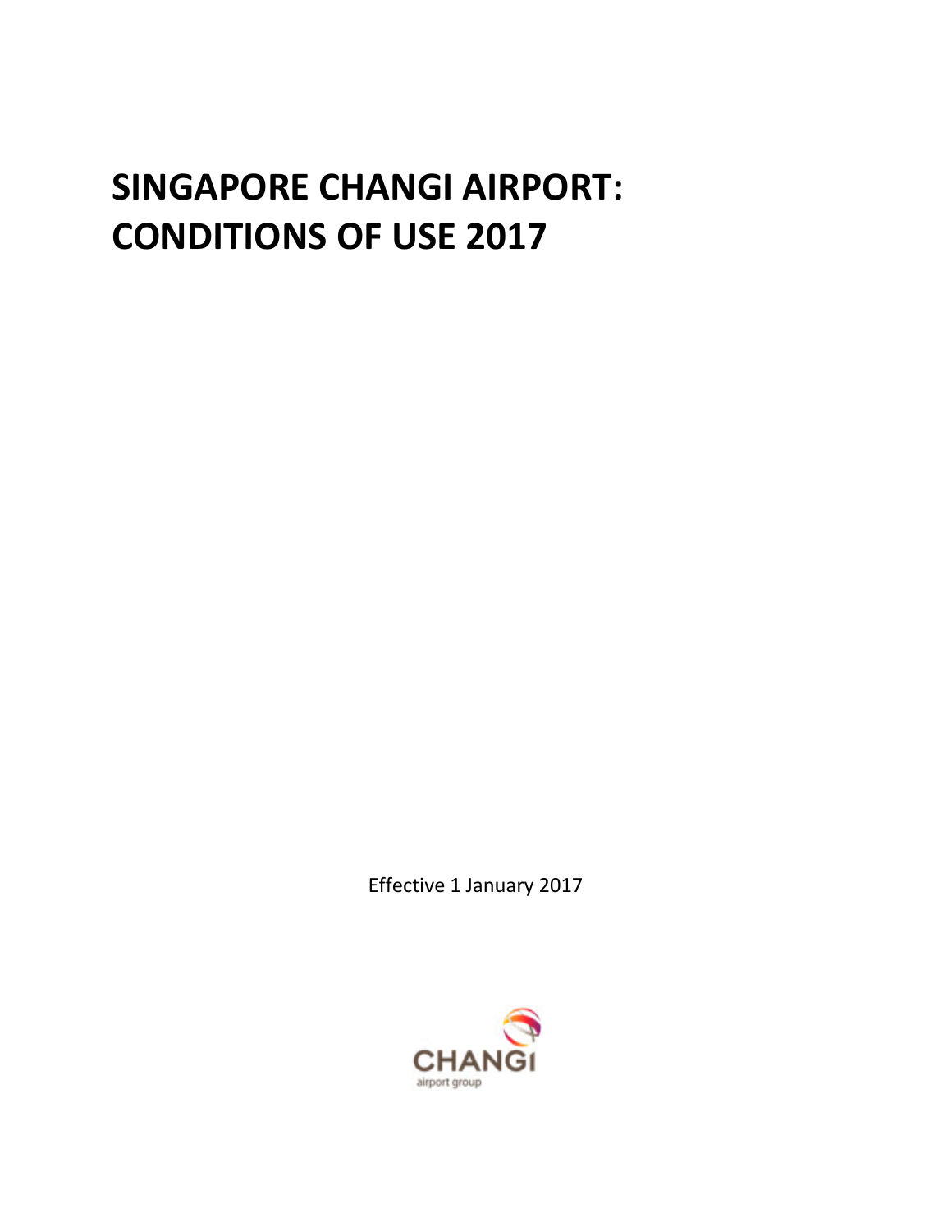# SINGAPORE CHANGI AIRPORT: CONDITIONS OF USE 2017

Effective 1 January 2017

CHANGI
airport group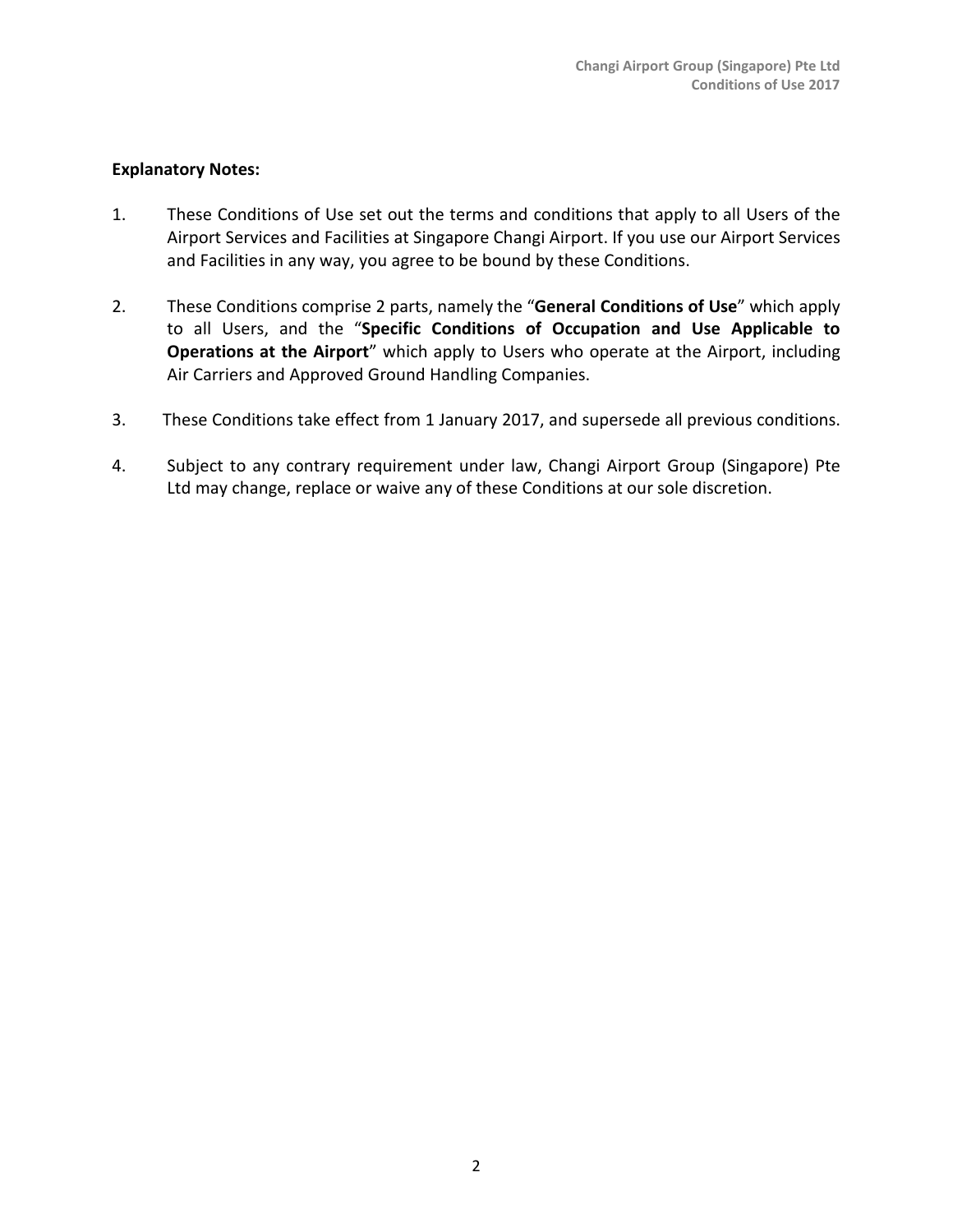**Explanatory Notes:**

1. These Conditions of Use set out the terms and conditions that apply to all Users of the Airport Services and Facilities at Singapore Changi Airport. If you use our Airport Services and Facilities in any way, you agree to be bound by these Conditions.

2. These Conditions comprise 2 parts, namely the "**General Conditions of Use**" which apply to all Users, and the "**Specific Conditions of Occupation and Use Applicable to Operations at the Airport**" which apply to Users who operate at the Airport, including Air Carriers and Approved Ground Handling Companies.

3. These Conditions take effect from 1 January 2017, and supersede all previous conditions.

4. Subject to any contrary requirement under law, Changi Airport Group (Singapore) Pte Ltd may change, replace or waive any of these Conditions at our sole discretion.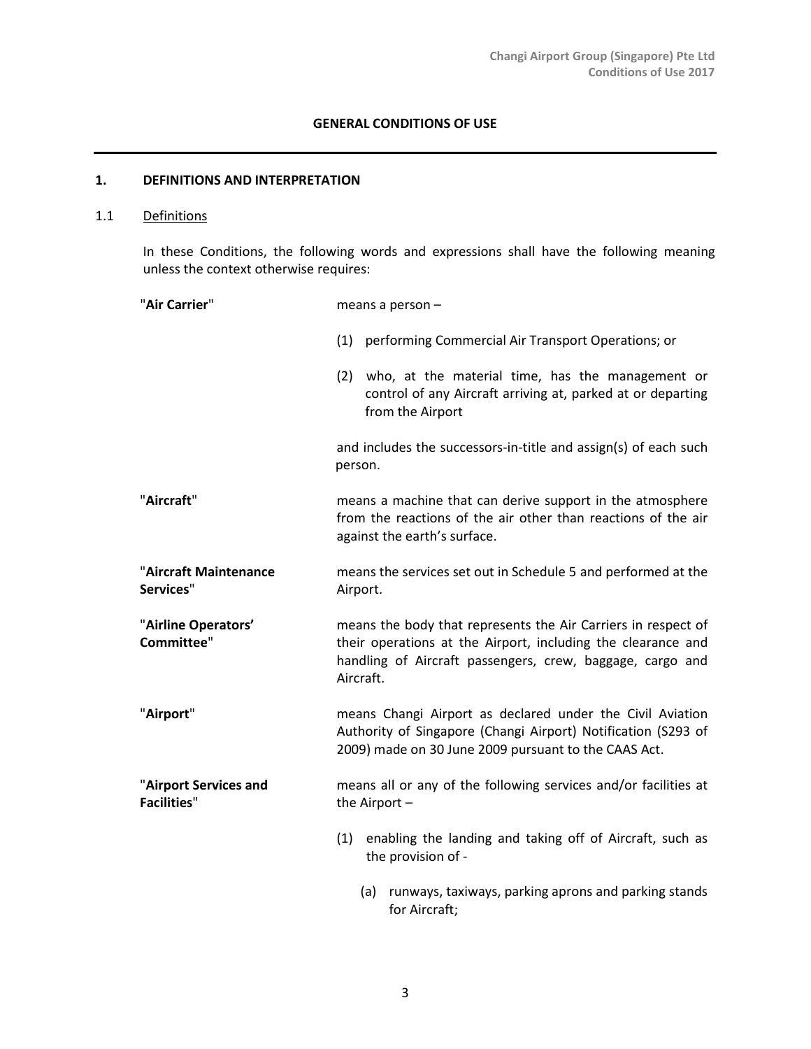**GENERAL CONDITIONS OF USE**

## 1. DEFINITIONS AND INTERPRETATION

### 1.1 Definitions

In these Conditions, the following words and expressions shall have the following meaning unless the context otherwise requires:

"**Air Carrier**" means a person –

(1) performing Commercial Air Transport Operations; or

(2) who, at the material time, has the management or control of any Aircraft arriving at, parked at or departing from the Airport

and includes the successors-in-title and assign(s) of each such person.

"**Aircraft**" means a machine that can derive support in the atmosphere from the reactions of the air other than reactions of the air against the earth's surface.

"**Aircraft Maintenance Services**" means the services set out in Schedule 5 and performed at the Airport.

"**Airline Operators' Committee**" means the body that represents the Air Carriers in respect of their operations at the Airport, including the clearance and handling of Aircraft passengers, crew, baggage, cargo and Aircraft.

"**Airport**" means Changi Airport as declared under the Civil Aviation Authority of Singapore (Changi Airport) Notification (S293 of 2009) made on 30 June 2009 pursuant to the CAAS Act.

"**Airport Services and Facilities**" means all or any of the following services and/or facilities at the Airport –

(1) enabling the landing and taking off of Aircraft, such as the provision of -

(a) runways, taxiways, parking aprons and parking stands for Aircraft;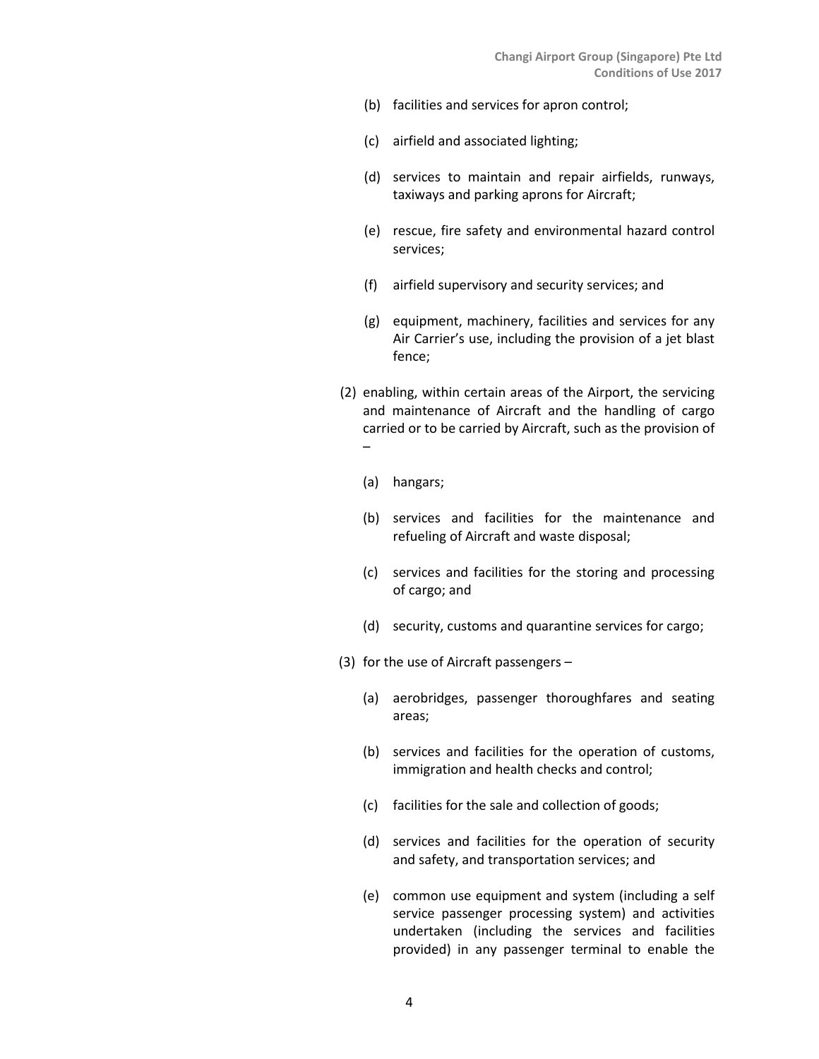(b) facilities and services for apron control;

(c) airfield and associated lighting;

(d) services to maintain and repair airfields, runways, taxiways and parking aprons for Aircraft;

(e) rescue, fire safety and environmental hazard control services;

(f) airfield supervisory and security services; and

(g) equipment, machinery, facilities and services for any Air Carrier's use, including the provision of a jet blast fence;

(2) enabling, within certain areas of the Airport, the servicing and maintenance of Aircraft and the handling of cargo carried or to be carried by Aircraft, such as the provision of –

(a) hangars;

(b) services and facilities for the maintenance and refueling of Aircraft and waste disposal;

(c) services and facilities for the storing and processing of cargo; and

(d) security, customs and quarantine services for cargo;

(3) for the use of Aircraft passengers –

(a) aerobridges, passenger thoroughfares and seating areas;

(b) services and facilities for the operation of customs, immigration and health checks and control;

(c) facilities for the sale and collection of goods;

(d) services and facilities for the operation of security and safety, and transportation services; and

(e) common use equipment and system (including a self service passenger processing system) and activities undertaken (including the services and facilities provided) in any passenger terminal to enable the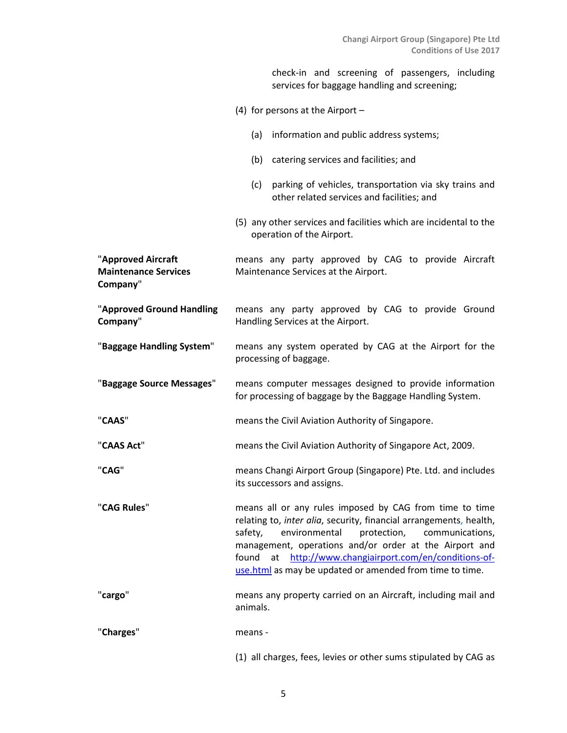check-in and screening of passengers, including services for baggage handling and screening;

(4) for persons at the Airport –

(a) information and public address systems;

(b) catering services and facilities; and

(c) parking of vehicles, transportation via sky trains and other related services and facilities; and

(5) any other services and facilities which are incidental to the operation of the Airport.

| | |
|---|---|
| "**Approved Aircraft Maintenance Services Company**" | means any party approved by CAG to provide Aircraft Maintenance Services at the Airport. |
| "**Approved Ground Handling Company**" | means any party approved by CAG to provide Ground Handling Services at the Airport. |
| "**Baggage Handling System**" | means any system operated by CAG at the Airport for the processing of baggage. |
| "**Baggage Source Messages**" | means computer messages designed to provide information for processing of baggage by the Baggage Handling System. |
| "**CAAS**" | means the Civil Aviation Authority of Singapore. |
| "**CAAS Act**" | means the Civil Aviation Authority of Singapore Act, 2009. |
| "**CAG**" | means Changi Airport Group (Singapore) Pte. Ltd. and includes its successors and assigns. |
| "**CAG Rules**" | means all or any rules imposed by CAG from time to time relating to, *inter alia*, security, financial arrangements, health, safety, environmental protection, communications, management, operations and/or order at the Airport and found at http://www.changiairport.com/en/conditions-of-use.html as may be updated or amended from time to time. |
| "**cargo**" | means any property carried on an Aircraft, including mail and animals. |
| "**Charges**" | means - |

(1) all charges, fees, levies or other sums stipulated by CAG as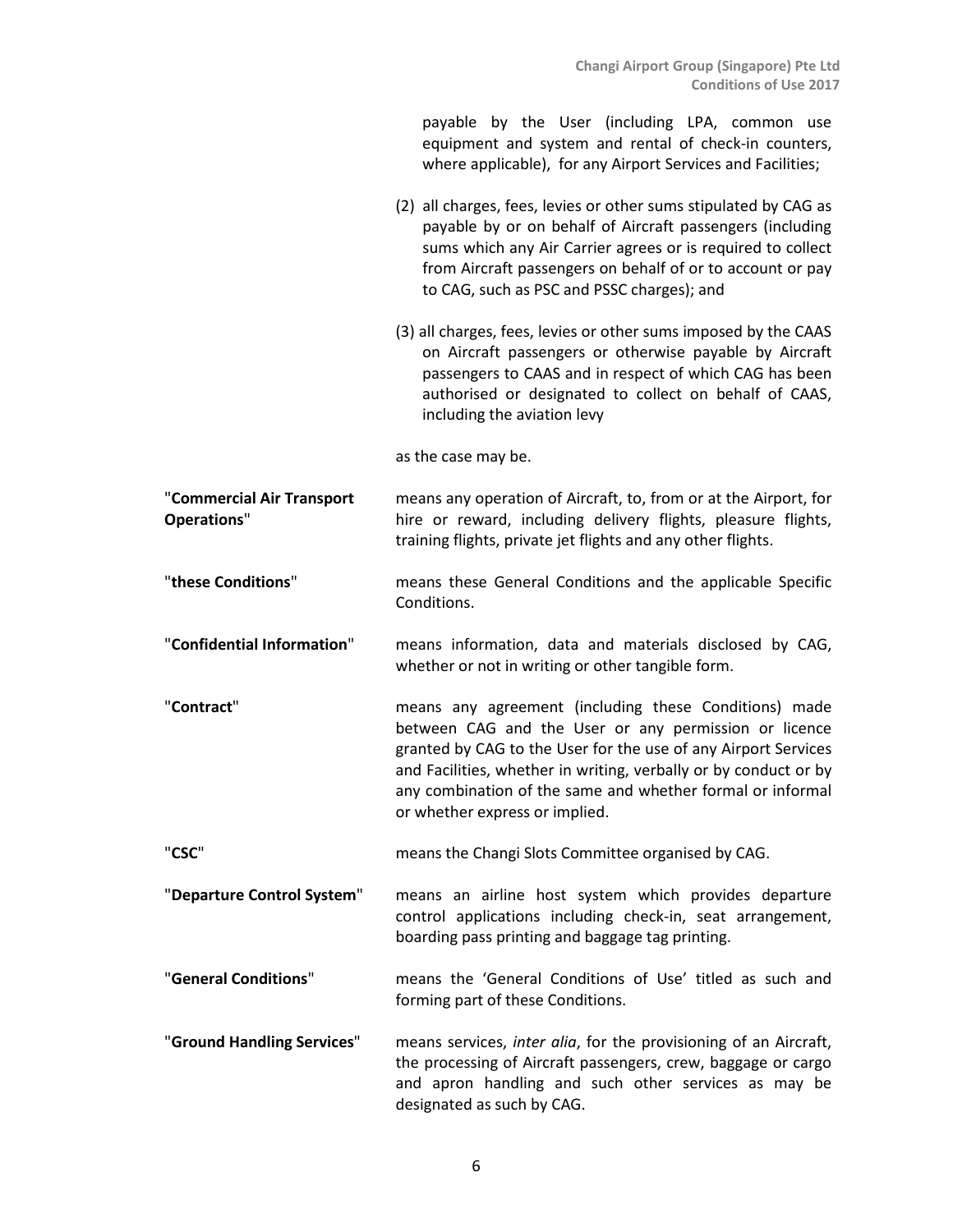payable by the User (including LPA, common use equipment and system and rental of check-in counters, where applicable), for any Airport Services and Facilities;

(2) all charges, fees, levies or other sums stipulated by CAG as payable by or on behalf of Aircraft passengers (including sums which any Air Carrier agrees or is required to collect from Aircraft passengers on behalf of or to account or pay to CAG, such as PSC and PSSC charges); and

(3) all charges, fees, levies or other sums imposed by the CAAS on Aircraft passengers or otherwise payable by Aircraft passengers to CAAS and in respect of which CAG has been authorised or designated to collect on behalf of CAAS, including the aviation levy

as the case may be.

"**Commercial Air Transport Operations**" means any operation of Aircraft, to, from or at the Airport, for hire or reward, including delivery flights, pleasure flights, training flights, private jet flights and any other flights.

"**these Conditions**" means these General Conditions and the applicable Specific Conditions.

"**Confidential Information**" means information, data and materials disclosed by CAG, whether or not in writing or other tangible form.

"**Contract**" means any agreement (including these Conditions) made between CAG and the User or any permission or licence granted by CAG to the User for the use of any Airport Services and Facilities, whether in writing, verbally or by conduct or by any combination of the same and whether formal or informal or whether express or implied.

"**CSC**" means the Changi Slots Committee organised by CAG.

"**Departure Control System**" means an airline host system which provides departure control applications including check-in, seat arrangement, boarding pass printing and baggage tag printing.

"**General Conditions**" means the 'General Conditions of Use' titled as such and forming part of these Conditions.

"**Ground Handling Services**" means services, *inter alia*, for the provisioning of an Aircraft, the processing of Aircraft passengers, crew, baggage or cargo and apron handling and such other services as may be designated as such by CAG.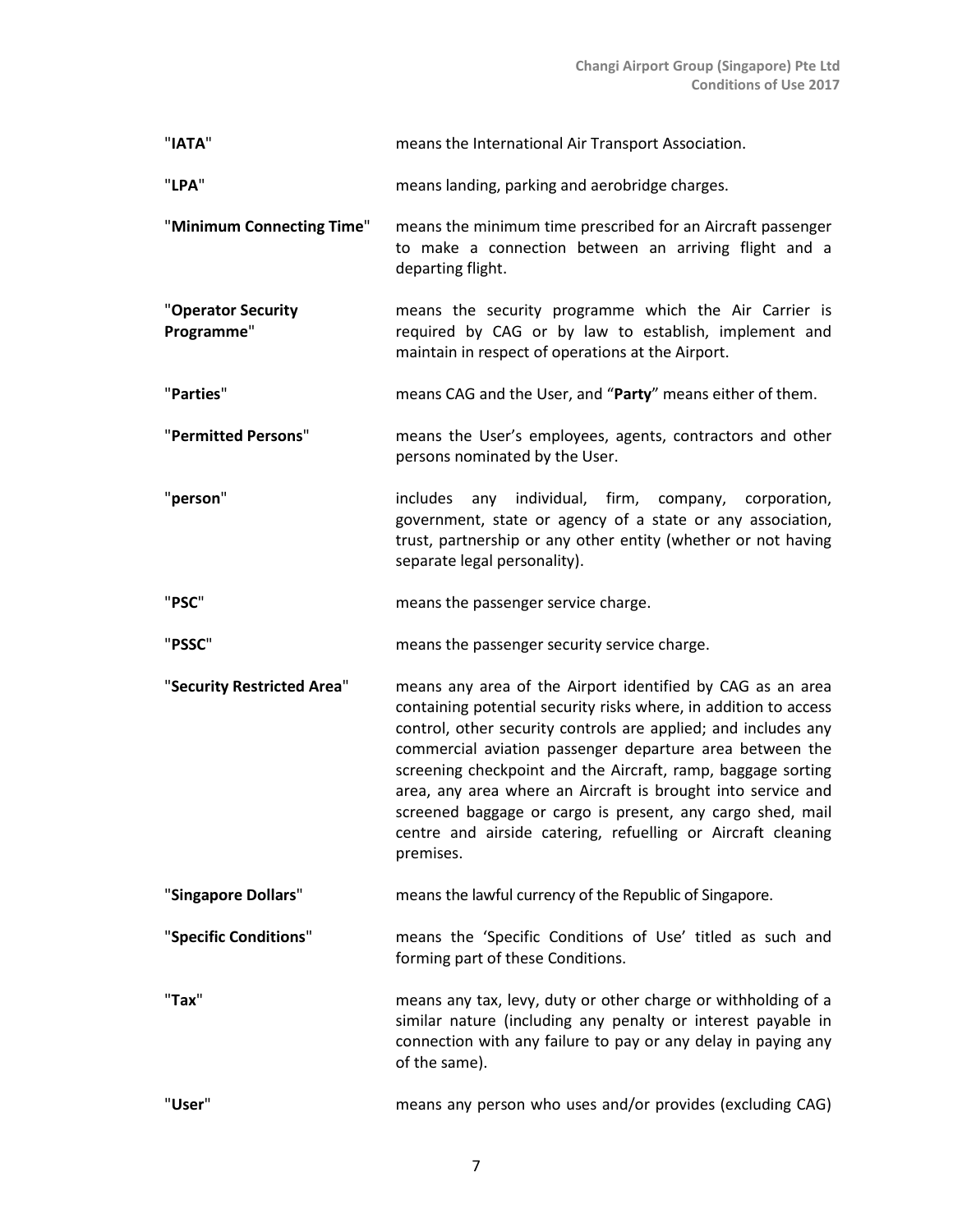| | |
|---|---|
| "**IATA**" | means the International Air Transport Association. |
| "**LPA**" | means landing, parking and aerobridge charges. |
| "**Minimum Connecting Time**" | means the minimum time prescribed for an Aircraft passenger to make a connection between an arriving flight and a departing flight. |
| "**Operator Security Programme**" | means the security programme which the Air Carrier is required by CAG or by law to establish, implement and maintain in respect of operations at the Airport. |
| "**Parties**" | means CAG and the User, and "**Party**" means either of them. |
| "**Permitted Persons**" | means the User's employees, agents, contractors and other persons nominated by the User. |
| "**person**" | includes any individual, firm, company, corporation, government, state or agency of a state or any association, trust, partnership or any other entity (whether or not having separate legal personality). |
| "**PSC**" | means the passenger service charge. |
| "**PSSC**" | means the passenger security service charge. |
| "**Security Restricted Area**" | means any area of the Airport identified by CAG as an area containing potential security risks where, in addition to access control, other security controls are applied; and includes any commercial aviation passenger departure area between the screening checkpoint and the Aircraft, ramp, baggage sorting area, any area where an Aircraft is brought into service and screened baggage or cargo is present, any cargo shed, mail centre and airside catering, refuelling or Aircraft cleaning premises. |
| "**Singapore Dollars**" | means the lawful currency of the Republic of Singapore. |
| "**Specific Conditions**" | means the 'Specific Conditions of Use' titled as such and forming part of these Conditions. |
| "**Tax**" | means any tax, levy, duty or other charge or withholding of a similar nature (including any penalty or interest payable in connection with any failure to pay or any delay in paying any of the same). |
| "**User**" | means any person who uses and/or provides (excluding CAG) |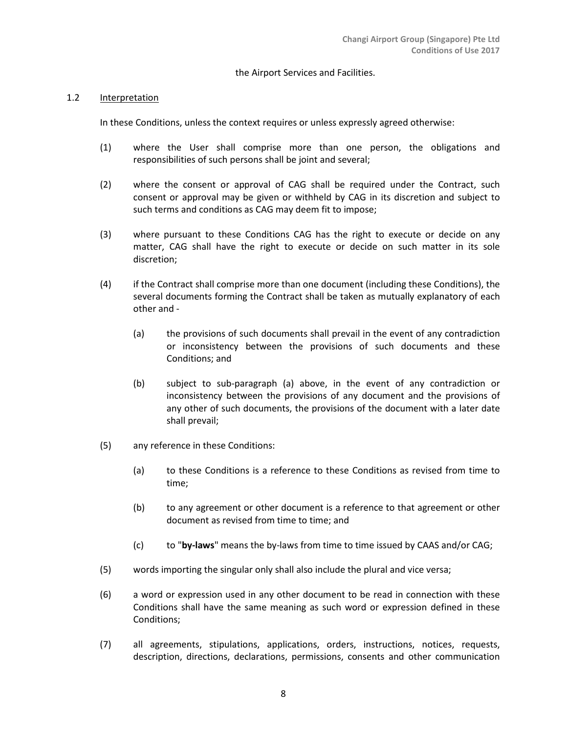the Airport Services and Facilities.

1.2 Interpretation

In these Conditions, unless the context requires or unless expressly agreed otherwise:

(1) where the User shall comprise more than one person, the obligations and responsibilities of such persons shall be joint and several;

(2) where the consent or approval of CAG shall be required under the Contract, such consent or approval may be given or withheld by CAG in its discretion and subject to such terms and conditions as CAG may deem fit to impose;

(3) where pursuant to these Conditions CAG has the right to execute or decide on any matter, CAG shall have the right to execute or decide on such matter in its sole discretion;

(4) if the Contract shall comprise more than one document (including these Conditions), the several documents forming the Contract shall be taken as mutually explanatory of each other and -

(a) the provisions of such documents shall prevail in the event of any contradiction or inconsistency between the provisions of such documents and these Conditions; and

(b) subject to sub-paragraph (a) above, in the event of any contradiction or inconsistency between the provisions of any document and the provisions of any other of such documents, the provisions of the document with a later date shall prevail;

(5) any reference in these Conditions:

(a) to these Conditions is a reference to these Conditions as revised from time to time;

(b) to any agreement or other document is a reference to that agreement or other document as revised from time to time; and

(c) to "**by-laws**" means the by-laws from time to time issued by CAAS and/or CAG;

(5) words importing the singular only shall also include the plural and vice versa;

(6) a word or expression used in any other document to be read in connection with these Conditions shall have the same meaning as such word or expression defined in these Conditions;

(7) all agreements, stipulations, applications, orders, instructions, notices, requests, description, directions, declarations, permissions, consents and other communication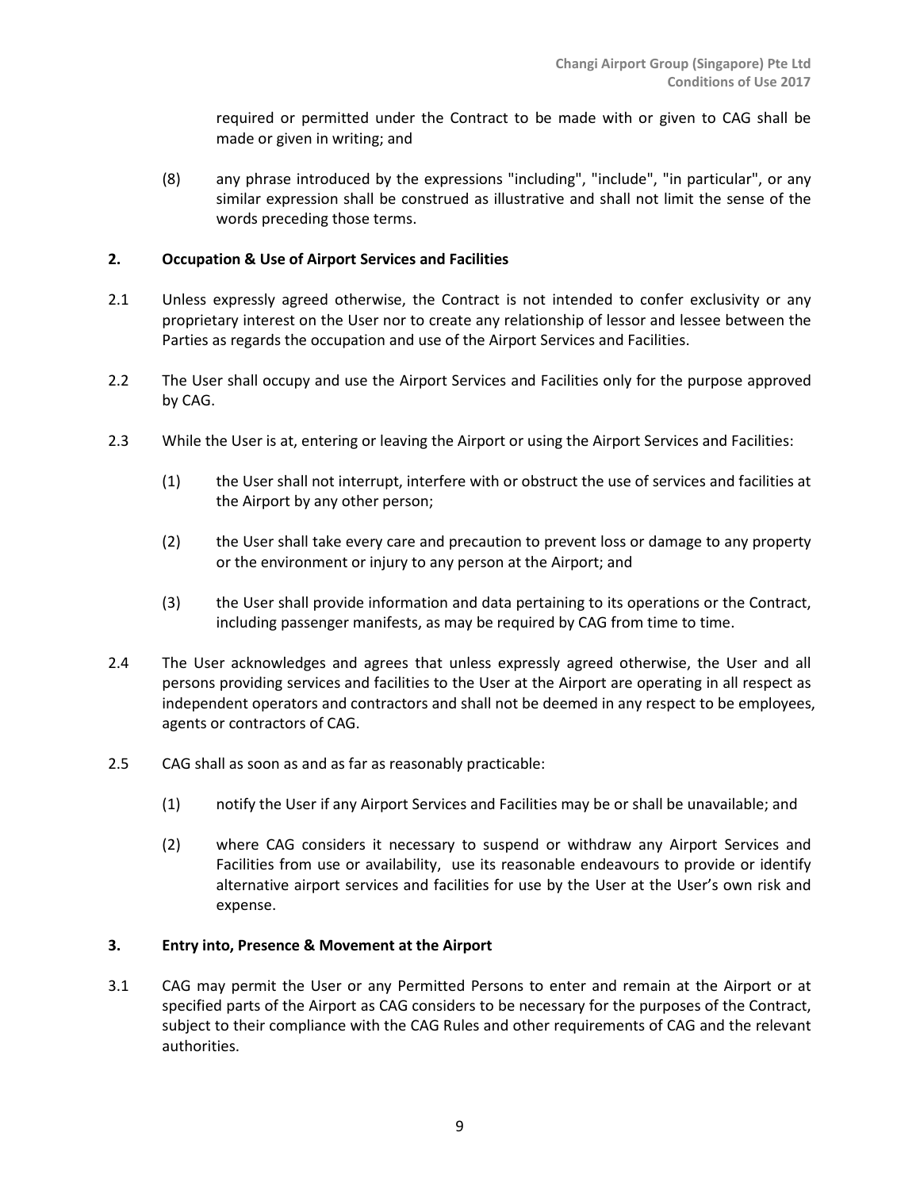required or permitted under the Contract to be made with or given to CAG shall be made or given in writing; and

(8) any phrase introduced by the expressions "including", "include", "in particular", or any similar expression shall be construed as illustrative and shall not limit the sense of the words preceding those terms.

## 2. Occupation & Use of Airport Services and Facilities

2.1 Unless expressly agreed otherwise, the Contract is not intended to confer exclusivity or any proprietary interest on the User nor to create any relationship of lessor and lessee between the Parties as regards the occupation and use of the Airport Services and Facilities.

2.2 The User shall occupy and use the Airport Services and Facilities only for the purpose approved by CAG.

2.3 While the User is at, entering or leaving the Airport or using the Airport Services and Facilities:

(1) the User shall not interrupt, interfere with or obstruct the use of services and facilities at the Airport by any other person;

(2) the User shall take every care and precaution to prevent loss or damage to any property or the environment or injury to any person at the Airport; and

(3) the User shall provide information and data pertaining to its operations or the Contract, including passenger manifests, as may be required by CAG from time to time.

2.4 The User acknowledges and agrees that unless expressly agreed otherwise, the User and all persons providing services and facilities to the User at the Airport are operating in all respect as independent operators and contractors and shall not be deemed in any respect to be employees, agents or contractors of CAG.

2.5 CAG shall as soon as and as far as reasonably practicable:

(1) notify the User if any Airport Services and Facilities may be or shall be unavailable; and

(2) where CAG considers it necessary to suspend or withdraw any Airport Services and Facilities from use or availability, use its reasonable endeavours to provide or identify alternative airport services and facilities for use by the User at the User's own risk and expense.

## 3. Entry into, Presence & Movement at the Airport

3.1 CAG may permit the User or any Permitted Persons to enter and remain at the Airport or at specified parts of the Airport as CAG considers to be necessary for the purposes of the Contract, subject to their compliance with the CAG Rules and other requirements of CAG and the relevant authorities.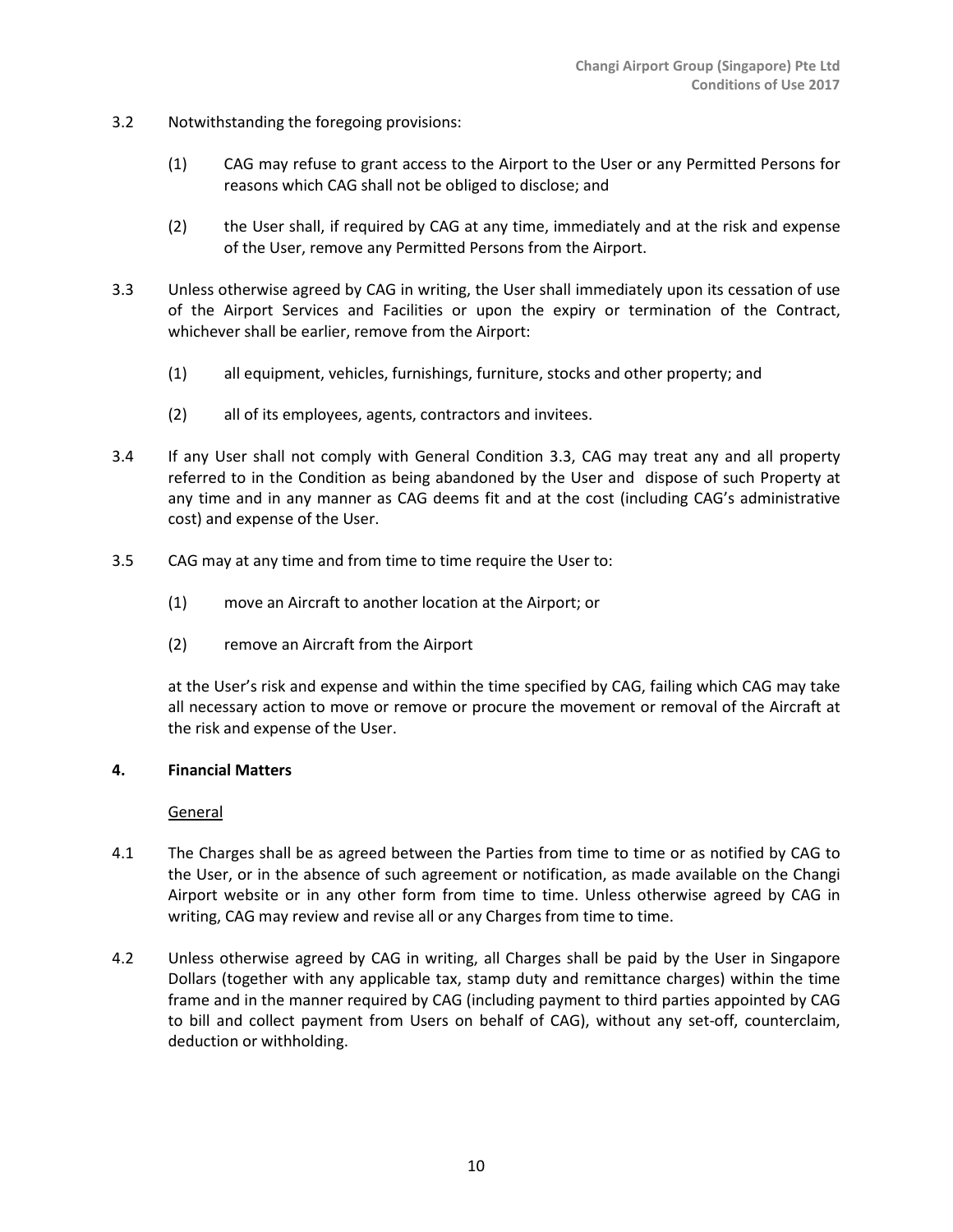3.2 Notwithstanding the foregoing provisions:

(1) CAG may refuse to grant access to the Airport to the User or any Permitted Persons for reasons which CAG shall not be obliged to disclose; and

(2) the User shall, if required by CAG at any time, immediately and at the risk and expense of the User, remove any Permitted Persons from the Airport.

3.3 Unless otherwise agreed by CAG in writing, the User shall immediately upon its cessation of use of the Airport Services and Facilities or upon the expiry or termination of the Contract, whichever shall be earlier, remove from the Airport:

(1) all equipment, vehicles, furnishings, furniture, stocks and other property; and

(2) all of its employees, agents, contractors and invitees.

3.4 If any User shall not comply with General Condition 3.3, CAG may treat any and all property referred to in the Condition as being abandoned by the User and dispose of such Property at any time and in any manner as CAG deems fit and at the cost (including CAG's administrative cost) and expense of the User.

3.5 CAG may at any time and from time to time require the User to:

(1) move an Aircraft to another location at the Airport; or

(2) remove an Aircraft from the Airport

at the User's risk and expense and within the time specified by CAG, failing which CAG may take all necessary action to move or remove or procure the movement or removal of the Aircraft at the risk and expense of the User.

## 4. Financial Matters

General

4.1 The Charges shall be as agreed between the Parties from time to time or as notified by CAG to the User, or in the absence of such agreement or notification, as made available on the Changi Airport website or in any other form from time to time. Unless otherwise agreed by CAG in writing, CAG may review and revise all or any Charges from time to time.

4.2 Unless otherwise agreed by CAG in writing, all Charges shall be paid by the User in Singapore Dollars (together with any applicable tax, stamp duty and remittance charges) within the time frame and in the manner required by CAG (including payment to third parties appointed by CAG to bill and collect payment from Users on behalf of CAG), without any set-off, counterclaim, deduction or withholding.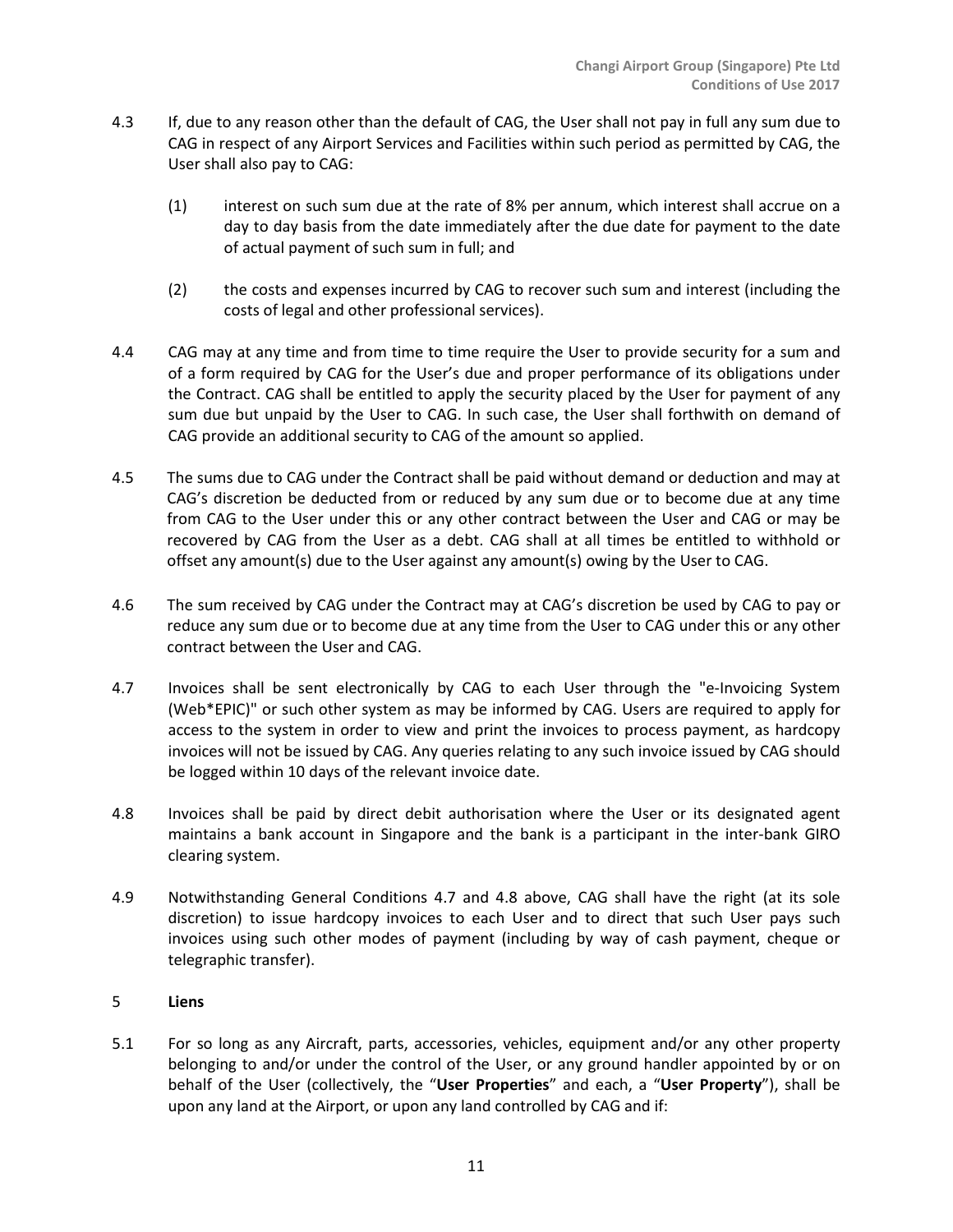4.3 If, due to any reason other than the default of CAG, the User shall not pay in full any sum due to CAG in respect of any Airport Services and Facilities within such period as permitted by CAG, the User shall also pay to CAG:

(1) interest on such sum due at the rate of 8% per annum, which interest shall accrue on a day to day basis from the date immediately after the due date for payment to the date of actual payment of such sum in full; and

(2) the costs and expenses incurred by CAG to recover such sum and interest (including the costs of legal and other professional services).

4.4 CAG may at any time and from time to time require the User to provide security for a sum and of a form required by CAG for the User's due and proper performance of its obligations under the Contract. CAG shall be entitled to apply the security placed by the User for payment of any sum due but unpaid by the User to CAG. In such case, the User shall forthwith on demand of CAG provide an additional security to CAG of the amount so applied.

4.5 The sums due to CAG under the Contract shall be paid without demand or deduction and may at CAG's discretion be deducted from or reduced by any sum due or to become due at any time from CAG to the User under this or any other contract between the User and CAG or may be recovered by CAG from the User as a debt. CAG shall at all times be entitled to withhold or offset any amount(s) due to the User against any amount(s) owing by the User to CAG.

4.6 The sum received by CAG under the Contract may at CAG's discretion be used by CAG to pay or reduce any sum due or to become due at any time from the User to CAG under this or any other contract between the User and CAG.

4.7 Invoices shall be sent electronically by CAG to each User through the "e-Invoicing System (Web*EPIC)" or such other system as may be informed by CAG. Users are required to apply for access to the system in order to view and print the invoices to process payment, as hardcopy invoices will not be issued by CAG. Any queries relating to any such invoice issued by CAG should be logged within 10 days of the relevant invoice date.

4.8 Invoices shall be paid by direct debit authorisation where the User or its designated agent maintains a bank account in Singapore and the bank is a participant in the inter-bank GIRO clearing system.

4.9 Notwithstanding General Conditions 4.7 and 4.8 above, CAG shall have the right (at its sole discretion) to issue hardcopy invoices to each User and to direct that such User pays such invoices using such other modes of payment (including by way of cash payment, cheque or telegraphic transfer).

## 5 Liens

5.1 For so long as any Aircraft, parts, accessories, vehicles, equipment and/or any other property belonging to and/or under the control of the User, or any ground handler appointed by or on behalf of the User (collectively, the "**User Properties**" and each, a "**User Property**"), shall be upon any land at the Airport, or upon any land controlled by CAG and if: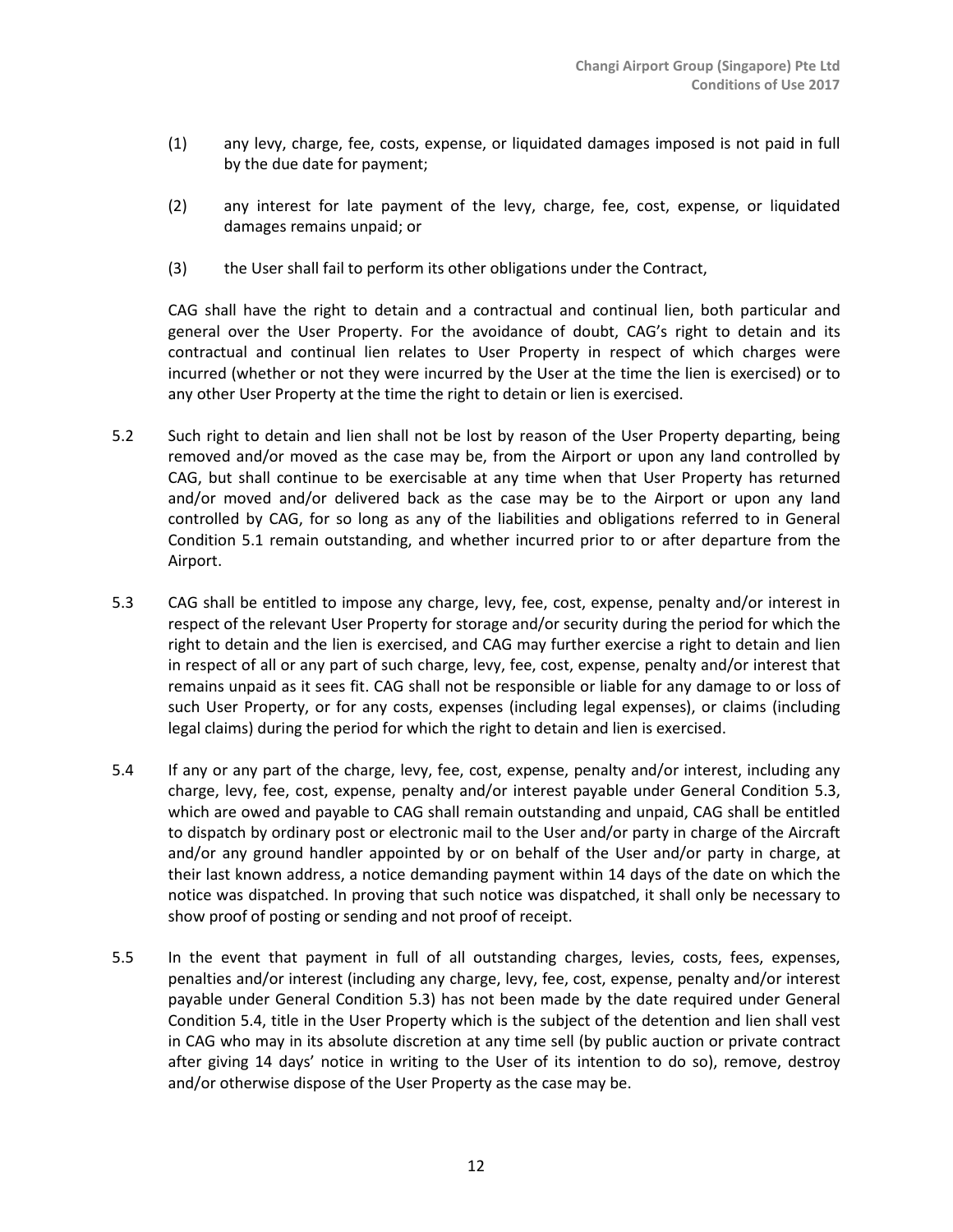(1) any levy, charge, fee, costs, expense, or liquidated damages imposed is not paid in full by the due date for payment;

(2) any interest for late payment of the levy, charge, fee, cost, expense, or liquidated damages remains unpaid; or

(3) the User shall fail to perform its other obligations under the Contract,

CAG shall have the right to detain and a contractual and continual lien, both particular and general over the User Property. For the avoidance of doubt, CAG's right to detain and its contractual and continual lien relates to User Property in respect of which charges were incurred (whether or not they were incurred by the User at the time the lien is exercised) or to any other User Property at the time the right to detain or lien is exercised.

5.2 Such right to detain and lien shall not be lost by reason of the User Property departing, being removed and/or moved as the case may be, from the Airport or upon any land controlled by CAG, but shall continue to be exercisable at any time when that User Property has returned and/or moved and/or delivered back as the case may be to the Airport or upon any land controlled by CAG, for so long as any of the liabilities and obligations referred to in General Condition 5.1 remain outstanding, and whether incurred prior to or after departure from the Airport.

5.3 CAG shall be entitled to impose any charge, levy, fee, cost, expense, penalty and/or interest in respect of the relevant User Property for storage and/or security during the period for which the right to detain and the lien is exercised, and CAG may further exercise a right to detain and lien in respect of all or any part of such charge, levy, fee, cost, expense, penalty and/or interest that remains unpaid as it sees fit. CAG shall not be responsible or liable for any damage to or loss of such User Property, or for any costs, expenses (including legal expenses), or claims (including legal claims) during the period for which the right to detain and lien is exercised.

5.4 If any or any part of the charge, levy, fee, cost, expense, penalty and/or interest, including any charge, levy, fee, cost, expense, penalty and/or interest payable under General Condition 5.3, which are owed and payable to CAG shall remain outstanding and unpaid, CAG shall be entitled to dispatch by ordinary post or electronic mail to the User and/or party in charge of the Aircraft and/or any ground handler appointed by or on behalf of the User and/or party in charge, at their last known address, a notice demanding payment within 14 days of the date on which the notice was dispatched. In proving that such notice was dispatched, it shall only be necessary to show proof of posting or sending and not proof of receipt.

5.5 In the event that payment in full of all outstanding charges, levies, costs, fees, expenses, penalties and/or interest (including any charge, levy, fee, cost, expense, penalty and/or interest payable under General Condition 5.3) has not been made by the date required under General Condition 5.4, title in the User Property which is the subject of the detention and lien shall vest in CAG who may in its absolute discretion at any time sell (by public auction or private contract after giving 14 days' notice in writing to the User of its intention to do so), remove, destroy and/or otherwise dispose of the User Property as the case may be.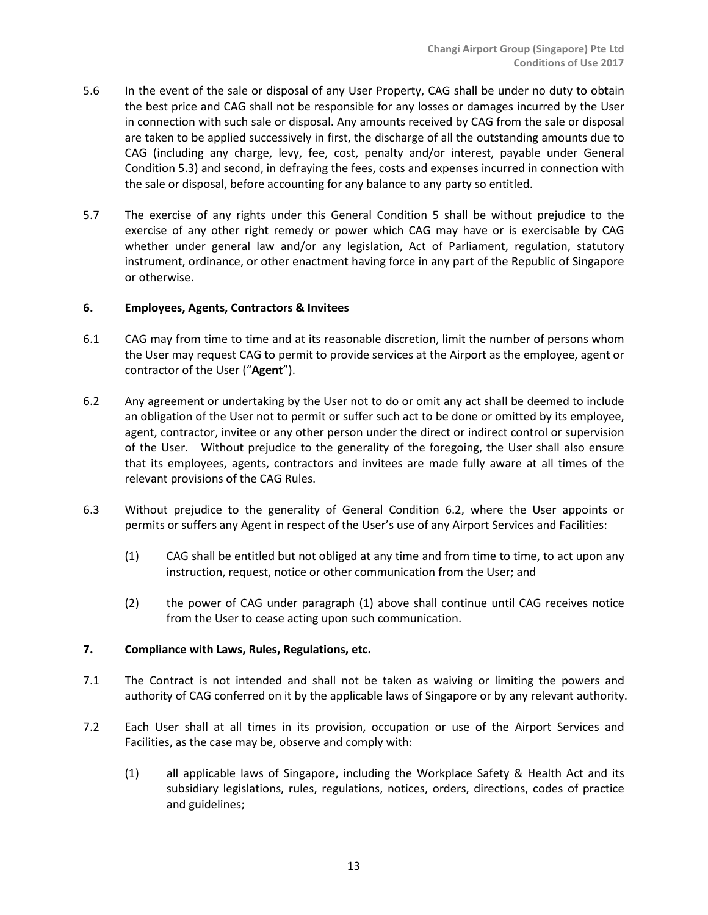5.6 In the event of the sale or disposal of any User Property, CAG shall be under no duty to obtain the best price and CAG shall not be responsible for any losses or damages incurred by the User in connection with such sale or disposal. Any amounts received by CAG from the sale or disposal are taken to be applied successively in first, the discharge of all the outstanding amounts due to CAG (including any charge, levy, fee, cost, penalty and/or interest, payable under General Condition 5.3) and second, in defraying the fees, costs and expenses incurred in connection with the sale or disposal, before accounting for any balance to any party so entitled.

5.7 The exercise of any rights under this General Condition 5 shall be without prejudice to the exercise of any other right remedy or power which CAG may have or is exercisable by CAG whether under general law and/or any legislation, Act of Parliament, regulation, statutory instrument, ordinance, or other enactment having force in any part of the Republic of Singapore or otherwise.

## 6. Employees, Agents, Contractors & Invitees

6.1 CAG may from time to time and at its reasonable discretion, limit the number of persons whom the User may request CAG to permit to provide services at the Airport as the employee, agent or contractor of the User ("**Agent**").

6.2 Any agreement or undertaking by the User not to do or omit any act shall be deemed to include an obligation of the User not to permit or suffer such act to be done or omitted by its employee, agent, contractor, invitee or any other person under the direct or indirect control or supervision of the User. Without prejudice to the generality of the foregoing, the User shall also ensure that its employees, agents, contractors and invitees are made fully aware at all times of the relevant provisions of the CAG Rules.

6.3 Without prejudice to the generality of General Condition 6.2, where the User appoints or permits or suffers any Agent in respect of the User's use of any Airport Services and Facilities:

(1) CAG shall be entitled but not obliged at any time and from time to time, to act upon any instruction, request, notice or other communication from the User; and

(2) the power of CAG under paragraph (1) above shall continue until CAG receives notice from the User to cease acting upon such communication.

## 7. Compliance with Laws, Rules, Regulations, etc.

7.1 The Contract is not intended and shall not be taken as waiving or limiting the powers and authority of CAG conferred on it by the applicable laws of Singapore or by any relevant authority.

7.2 Each User shall at all times in its provision, occupation or use of the Airport Services and Facilities, as the case may be, observe and comply with:

(1) all applicable laws of Singapore, including the Workplace Safety & Health Act and its subsidiary legislations, rules, regulations, notices, orders, directions, codes of practice and guidelines;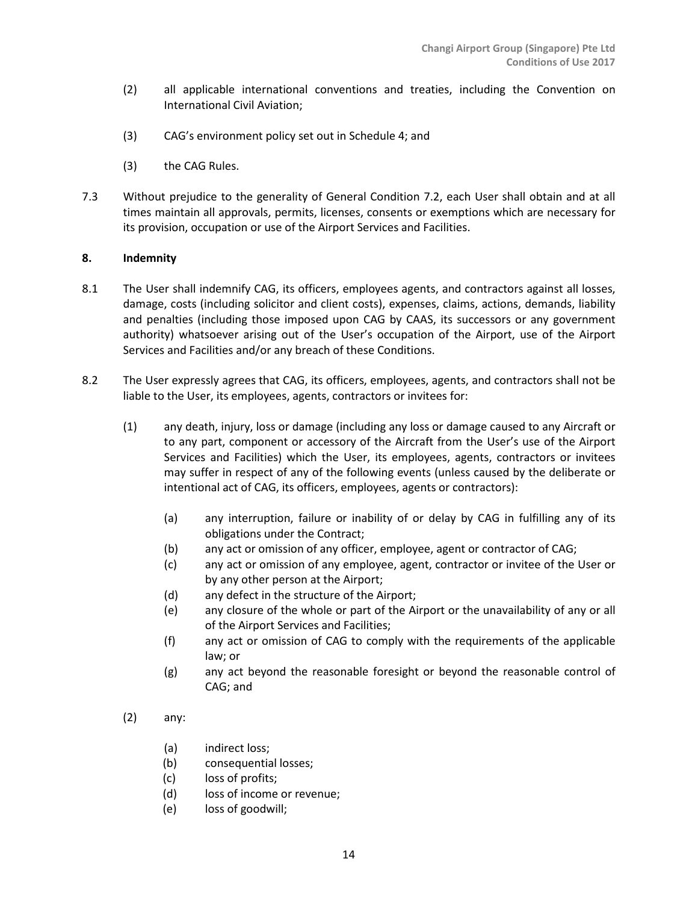(2) all applicable international conventions and treaties, including the Convention on International Civil Aviation;

(3) CAG's environment policy set out in Schedule 4; and

(3) the CAG Rules.

7.3 Without prejudice to the generality of General Condition 7.2, each User shall obtain and at all times maintain all approvals, permits, licenses, consents or exemptions which are necessary for its provision, occupation or use of the Airport Services and Facilities.

## 8. Indemnity

8.1 The User shall indemnify CAG, its officers, employees agents, and contractors against all losses, damage, costs (including solicitor and client costs), expenses, claims, actions, demands, liability and penalties (including those imposed upon CAG by CAAS, its successors or any government authority) whatsoever arising out of the User's occupation of the Airport, use of the Airport Services and Facilities and/or any breach of these Conditions.

8.2 The User expressly agrees that CAG, its officers, employees, agents, and contractors shall not be liable to the User, its employees, agents, contractors or invitees for:

(1) any death, injury, loss or damage (including any loss or damage caused to any Aircraft or to any part, component or accessory of the Aircraft from the User's use of the Airport Services and Facilities) which the User, its employees, agents, contractors or invitees may suffer in respect of any of the following events (unless caused by the deliberate or intentional act of CAG, its officers, employees, agents or contractors):

   (a) any interruption, failure or inability of or delay by CAG in fulfilling any of its obligations under the Contract;
   (b) any act or omission of any officer, employee, agent or contractor of CAG;
   (c) any act or omission of any employee, agent, contractor or invitee of the User or by any other person at the Airport;
   (d) any defect in the structure of the Airport;
   (e) any closure of the whole or part of the Airport or the unavailability of any or all of the Airport Services and Facilities;
   (f) any act or omission of CAG to comply with the requirements of the applicable law; or
   (g) any act beyond the reasonable foresight or beyond the reasonable control of CAG; and

(2) any:

   (a) indirect loss;
   (b) consequential losses;
   (c) loss of profits;
   (d) loss of income or revenue;
   (e) loss of goodwill;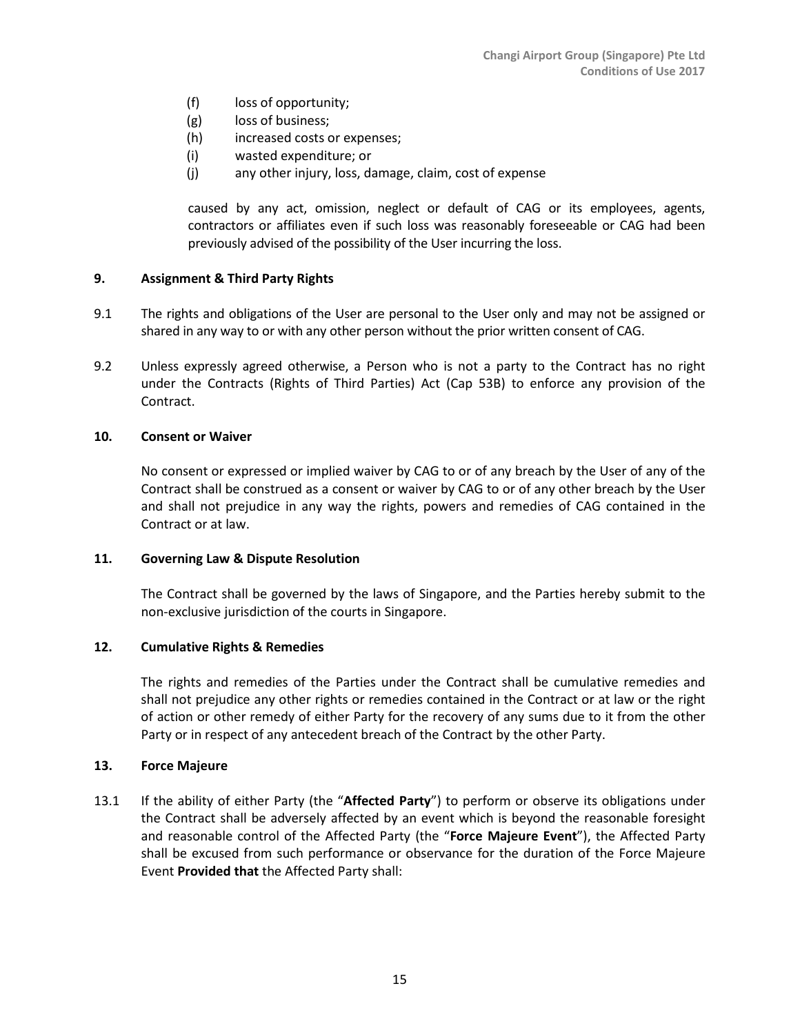(f) loss of opportunity;

(g) loss of business;

(h) increased costs or expenses;

(i) wasted expenditure; or

(j) any other injury, loss, damage, claim, cost of expense

caused by any act, omission, neglect or default of CAG or its employees, agents, contractors or affiliates even if such loss was reasonably foreseeable or CAG had been previously advised of the possibility of the User incurring the loss.

### 9. Assignment & Third Party Rights

9.1 The rights and obligations of the User are personal to the User only and may not be assigned or shared in any way to or with any other person without the prior written consent of CAG.

9.2 Unless expressly agreed otherwise, a Person who is not a party to the Contract has no right under the Contracts (Rights of Third Parties) Act (Cap 53B) to enforce any provision of the Contract.

### 10. Consent or Waiver

No consent or expressed or implied waiver by CAG to or of any breach by the User of any of the Contract shall be construed as a consent or waiver by CAG to or of any other breach by the User and shall not prejudice in any way the rights, powers and remedies of CAG contained in the Contract or at law.

### 11. Governing Law & Dispute Resolution

The Contract shall be governed by the laws of Singapore, and the Parties hereby submit to the non-exclusive jurisdiction of the courts in Singapore.

### 12. Cumulative Rights & Remedies

The rights and remedies of the Parties under the Contract shall be cumulative remedies and shall not prejudice any other rights or remedies contained in the Contract or at law or the right of action or other remedy of either Party for the recovery of any sums due to it from the other Party or in respect of any antecedent breach of the Contract by the other Party.

### 13. Force Majeure

13.1 If the ability of either Party (the "**Affected Party**") to perform or observe its obligations under the Contract shall be adversely affected by an event which is beyond the reasonable foresight and reasonable control of the Affected Party (the "**Force Majeure Event**"), the Affected Party shall be excused from such performance or observance for the duration of the Force Majeure Event **Provided that** the Affected Party shall: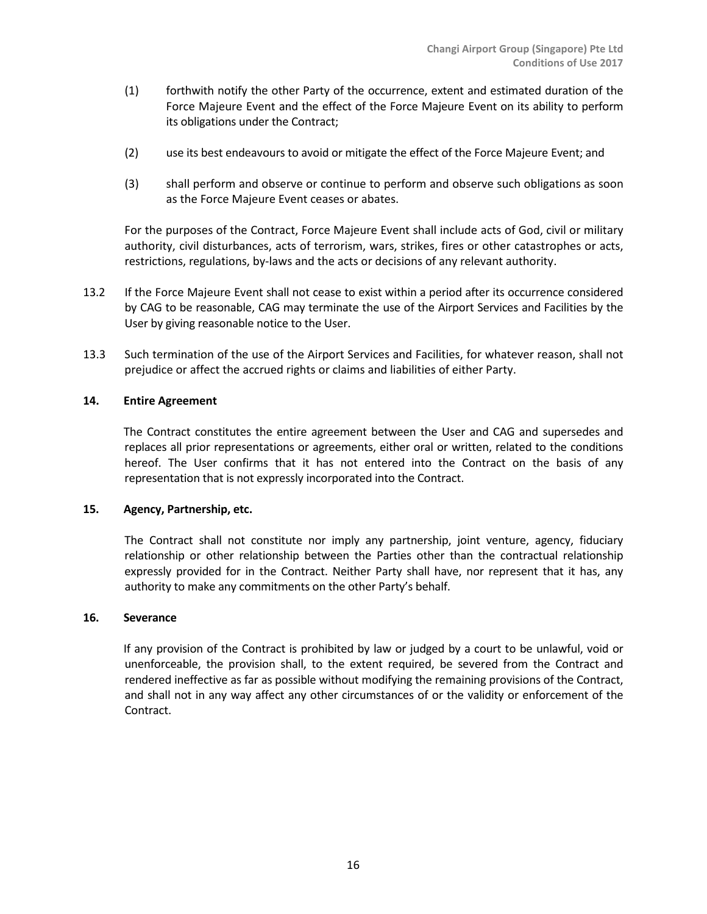(1) forthwith notify the other Party of the occurrence, extent and estimated duration of the Force Majeure Event and the effect of the Force Majeure Event on its ability to perform its obligations under the Contract;

(2) use its best endeavours to avoid or mitigate the effect of the Force Majeure Event; and

(3) shall perform and observe or continue to perform and observe such obligations as soon as the Force Majeure Event ceases or abates.

For the purposes of the Contract, Force Majeure Event shall include acts of God, civil or military authority, civil disturbances, acts of terrorism, wars, strikes, fires or other catastrophes or acts, restrictions, regulations, by-laws and the acts or decisions of any relevant authority.

13.2 If the Force Majeure Event shall not cease to exist within a period after its occurrence considered by CAG to be reasonable, CAG may terminate the use of the Airport Services and Facilities by the User by giving reasonable notice to the User.

13.3 Such termination of the use of the Airport Services and Facilities, for whatever reason, shall not prejudice or affect the accrued rights or claims and liabilities of either Party.

**14. Entire Agreement**

The Contract constitutes the entire agreement between the User and CAG and supersedes and replaces all prior representations or agreements, either oral or written, related to the conditions hereof. The User confirms that it has not entered into the Contract on the basis of any representation that is not expressly incorporated into the Contract.

**15. Agency, Partnership, etc.**

The Contract shall not constitute nor imply any partnership, joint venture, agency, fiduciary relationship or other relationship between the Parties other than the contractual relationship expressly provided for in the Contract. Neither Party shall have, nor represent that it has, any authority to make any commitments on the other Party's behalf.

**16. Severance**

If any provision of the Contract is prohibited by law or judged by a court to be unlawful, void or unenforceable, the provision shall, to the extent required, be severed from the Contract and rendered ineffective as far as possible without modifying the remaining provisions of the Contract, and shall not in any way affect any other circumstances of or the validity or enforcement of the Contract.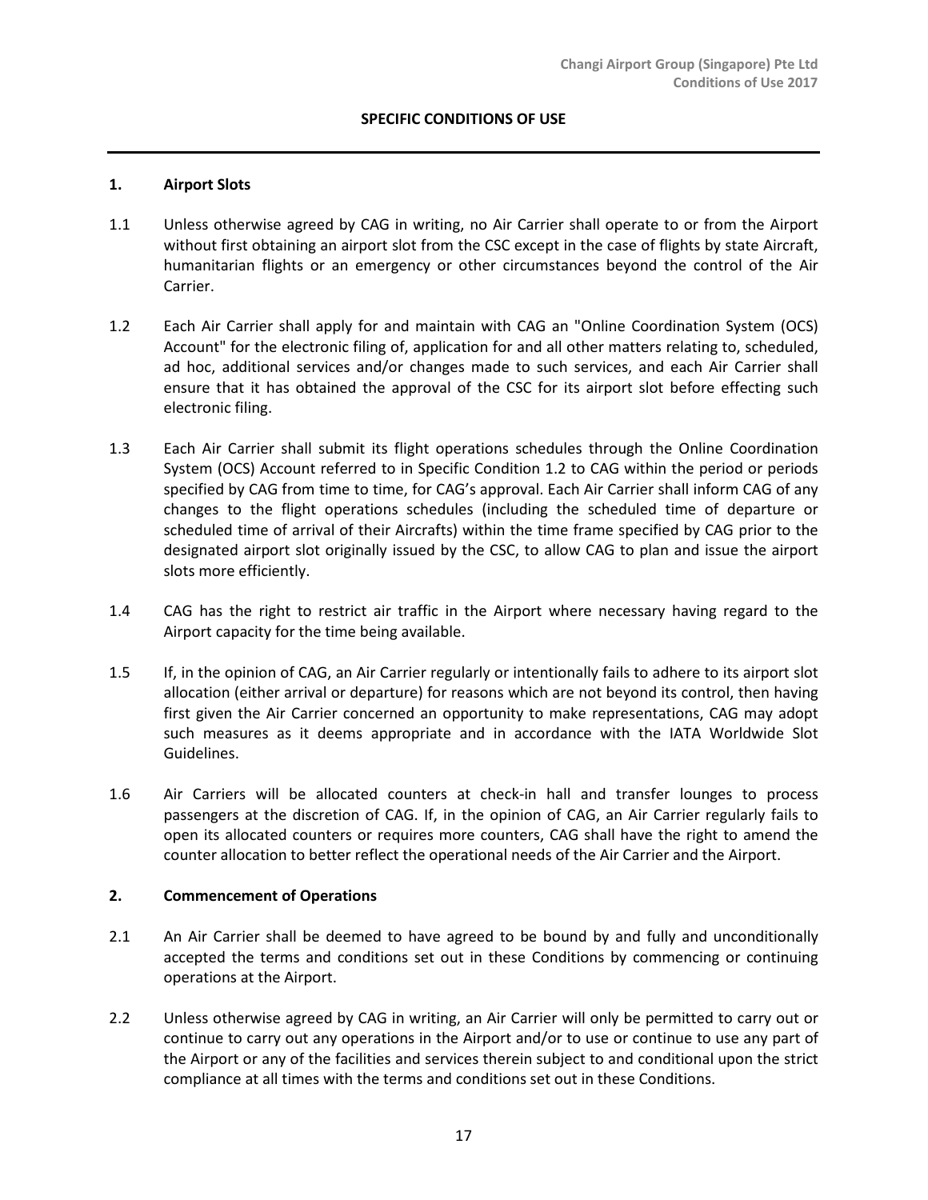## SPECIFIC CONDITIONS OF USE

### 1. Airport Slots

1.1 Unless otherwise agreed by CAG in writing, no Air Carrier shall operate to or from the Airport without first obtaining an airport slot from the CSC except in the case of flights by state Aircraft, humanitarian flights or an emergency or other circumstances beyond the control of the Air Carrier.

1.2 Each Air Carrier shall apply for and maintain with CAG an "Online Coordination System (OCS) Account" for the electronic filing of, application for and all other matters relating to, scheduled, ad hoc, additional services and/or changes made to such services, and each Air Carrier shall ensure that it has obtained the approval of the CSC for its airport slot before effecting such electronic filing.

1.3 Each Air Carrier shall submit its flight operations schedules through the Online Coordination System (OCS) Account referred to in Specific Condition 1.2 to CAG within the period or periods specified by CAG from time to time, for CAG's approval. Each Air Carrier shall inform CAG of any changes to the flight operations schedules (including the scheduled time of departure or scheduled time of arrival of their Aircrafts) within the time frame specified by CAG prior to the designated airport slot originally issued by the CSC, to allow CAG to plan and issue the airport slots more efficiently.

1.4 CAG has the right to restrict air traffic in the Airport where necessary having regard to the Airport capacity for the time being available.

1.5 If, in the opinion of CAG, an Air Carrier regularly or intentionally fails to adhere to its airport slot allocation (either arrival or departure) for reasons which are not beyond its control, then having first given the Air Carrier concerned an opportunity to make representations, CAG may adopt such measures as it deems appropriate and in accordance with the IATA Worldwide Slot Guidelines.

1.6 Air Carriers will be allocated counters at check-in hall and transfer lounges to process passengers at the discretion of CAG. If, in the opinion of CAG, an Air Carrier regularly fails to open its allocated counters or requires more counters, CAG shall have the right to amend the counter allocation to better reflect the operational needs of the Air Carrier and the Airport.

### 2. Commencement of Operations

2.1 An Air Carrier shall be deemed to have agreed to be bound by and fully and unconditionally accepted the terms and conditions set out in these Conditions by commencing or continuing operations at the Airport.

2.2 Unless otherwise agreed by CAG in writing, an Air Carrier will only be permitted to carry out or continue to carry out any operations in the Airport and/or to use or continue to use any part of the Airport or any of the facilities and services therein subject to and conditional upon the strict compliance at all times with the terms and conditions set out in these Conditions.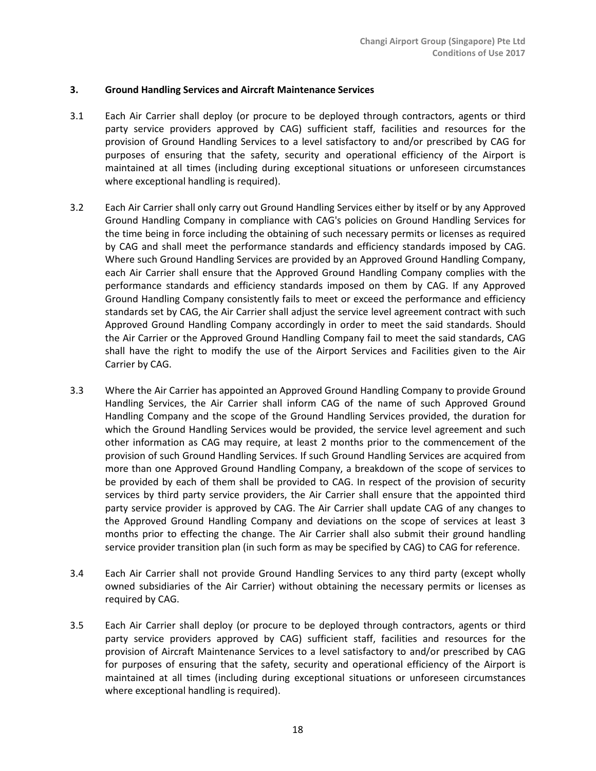### 3. Ground Handling Services and Aircraft Maintenance Services

3.1 Each Air Carrier shall deploy (or procure to be deployed through contractors, agents or third party service providers approved by CAG) sufficient staff, facilities and resources for the provision of Ground Handling Services to a level satisfactory to and/or prescribed by CAG for purposes of ensuring that the safety, security and operational efficiency of the Airport is maintained at all times (including during exceptional situations or unforeseen circumstances where exceptional handling is required).

3.2 Each Air Carrier shall only carry out Ground Handling Services either by itself or by any Approved Ground Handling Company in compliance with CAG's policies on Ground Handling Services for the time being in force including the obtaining of such necessary permits or licenses as required by CAG and shall meet the performance standards and efficiency standards imposed by CAG. Where such Ground Handling Services are provided by an Approved Ground Handling Company, each Air Carrier shall ensure that the Approved Ground Handling Company complies with the performance standards and efficiency standards imposed on them by CAG. If any Approved Ground Handling Company consistently fails to meet or exceed the performance and efficiency standards set by CAG, the Air Carrier shall adjust the service level agreement contract with such Approved Ground Handling Company accordingly in order to meet the said standards. Should the Air Carrier or the Approved Ground Handling Company fail to meet the said standards, CAG shall have the right to modify the use of the Airport Services and Facilities given to the Air Carrier by CAG.

3.3 Where the Air Carrier has appointed an Approved Ground Handling Company to provide Ground Handling Services, the Air Carrier shall inform CAG of the name of such Approved Ground Handling Company and the scope of the Ground Handling Services provided, the duration for which the Ground Handling Services would be provided, the service level agreement and such other information as CAG may require, at least 2 months prior to the commencement of the provision of such Ground Handling Services. If such Ground Handling Services are acquired from more than one Approved Ground Handling Company, a breakdown of the scope of services to be provided by each of them shall be provided to CAG. In respect of the provision of security services by third party service providers, the Air Carrier shall ensure that the appointed third party service provider is approved by CAG. The Air Carrier shall update CAG of any changes to the Approved Ground Handling Company and deviations on the scope of services at least 3 months prior to effecting the change. The Air Carrier shall also submit their ground handling service provider transition plan (in such form as may be specified by CAG) to CAG for reference.

3.4 Each Air Carrier shall not provide Ground Handling Services to any third party (except wholly owned subsidiaries of the Air Carrier) without obtaining the necessary permits or licenses as required by CAG.

3.5 Each Air Carrier shall deploy (or procure to be deployed through contractors, agents or third party service providers approved by CAG) sufficient staff, facilities and resources for the provision of Aircraft Maintenance Services to a level satisfactory to and/or prescribed by CAG for purposes of ensuring that the safety, security and operational efficiency of the Airport is maintained at all times (including during exceptional situations or unforeseen circumstances where exceptional handling is required).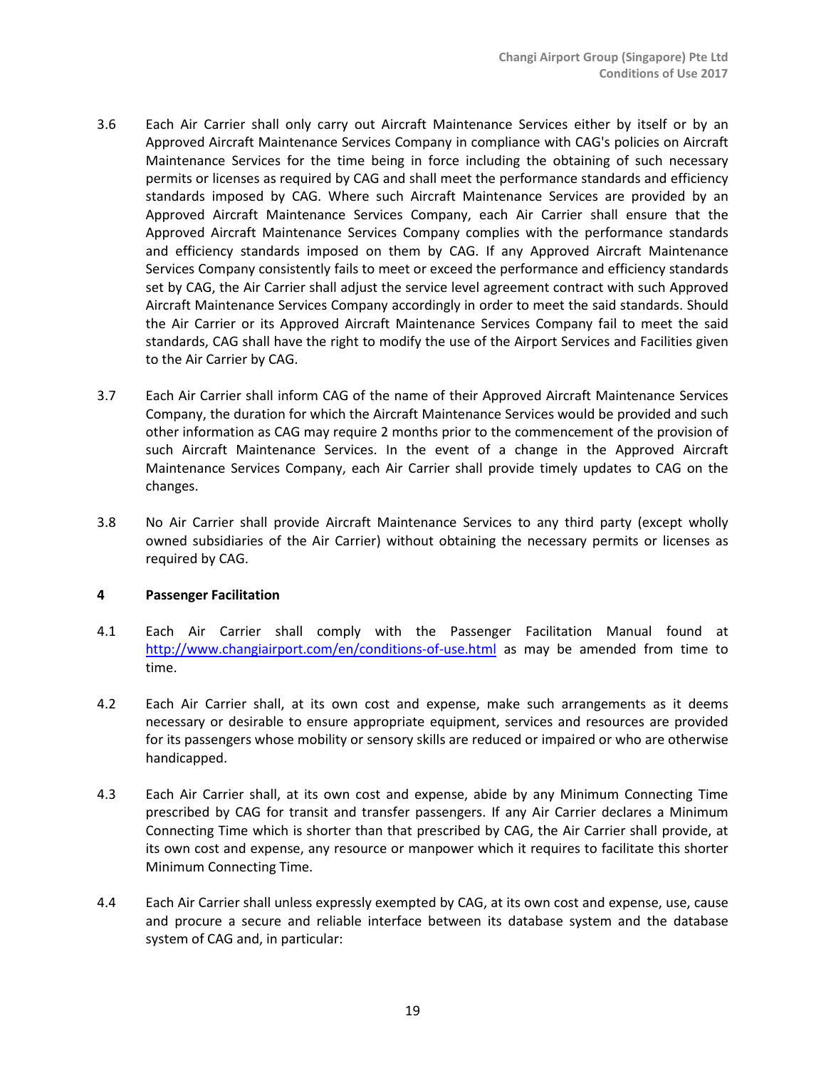3.6 Each Air Carrier shall only carry out Aircraft Maintenance Services either by itself or by an Approved Aircraft Maintenance Services Company in compliance with CAG's policies on Aircraft Maintenance Services for the time being in force including the obtaining of such necessary permits or licenses as required by CAG and shall meet the performance standards and efficiency standards imposed by CAG. Where such Aircraft Maintenance Services are provided by an Approved Aircraft Maintenance Services Company, each Air Carrier shall ensure that the Approved Aircraft Maintenance Services Company complies with the performance standards and efficiency standards imposed on them by CAG. If any Approved Aircraft Maintenance Services Company consistently fails to meet or exceed the performance and efficiency standards set by CAG, the Air Carrier shall adjust the service level agreement contract with such Approved Aircraft Maintenance Services Company accordingly in order to meet the said standards. Should the Air Carrier or its Approved Aircraft Maintenance Services Company fail to meet the said standards, CAG shall have the right to modify the use of the Airport Services and Facilities given to the Air Carrier by CAG.

3.7 Each Air Carrier shall inform CAG of the name of their Approved Aircraft Maintenance Services Company, the duration for which the Aircraft Maintenance Services would be provided and such other information as CAG may require 2 months prior to the commencement of the provision of such Aircraft Maintenance Services. In the event of a change in the Approved Aircraft Maintenance Services Company, each Air Carrier shall provide timely updates to CAG on the changes.

3.8 No Air Carrier shall provide Aircraft Maintenance Services to any third party (except wholly owned subsidiaries of the Air Carrier) without obtaining the necessary permits or licenses as required by CAG.

## 4 Passenger Facilitation

4.1 Each Air Carrier shall comply with the Passenger Facilitation Manual found at http://www.changiairport.com/en/conditions-of-use.html as may be amended from time to time.

4.2 Each Air Carrier shall, at its own cost and expense, make such arrangements as it deems necessary or desirable to ensure appropriate equipment, services and resources are provided for its passengers whose mobility or sensory skills are reduced or impaired or who are otherwise handicapped.

4.3 Each Air Carrier shall, at its own cost and expense, abide by any Minimum Connecting Time prescribed by CAG for transit and transfer passengers. If any Air Carrier declares a Minimum Connecting Time which is shorter than that prescribed by CAG, the Air Carrier shall provide, at its own cost and expense, any resource or manpower which it requires to facilitate this shorter Minimum Connecting Time.

4.4 Each Air Carrier shall unless expressly exempted by CAG, at its own cost and expense, use, cause and procure a secure and reliable interface between its database system and the database system of CAG and, in particular: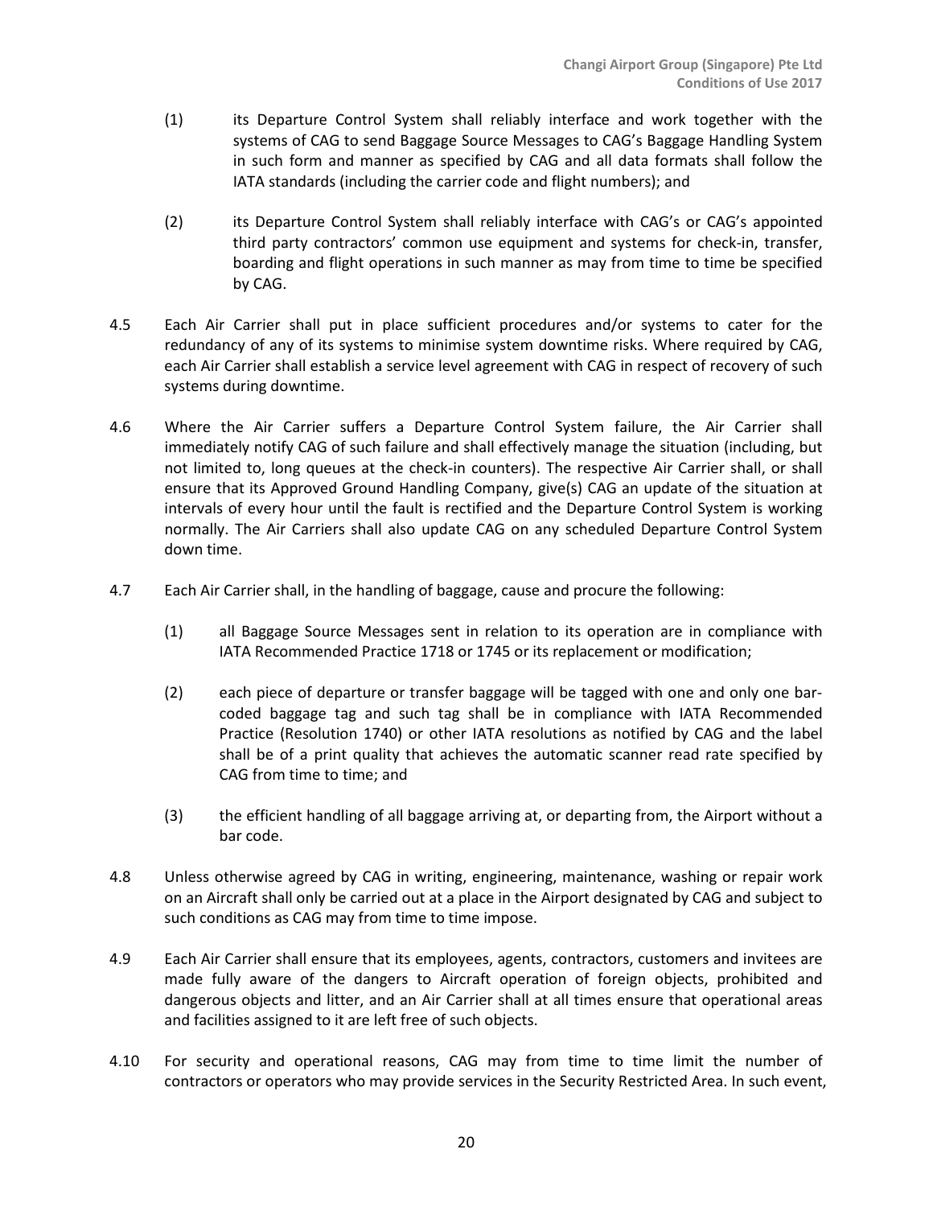(1) its Departure Control System shall reliably interface and work together with the systems of CAG to send Baggage Source Messages to CAG's Baggage Handling System in such form and manner as specified by CAG and all data formats shall follow the IATA standards (including the carrier code and flight numbers); and

(2) its Departure Control System shall reliably interface with CAG's or CAG's appointed third party contractors' common use equipment and systems for check-in, transfer, boarding and flight operations in such manner as may from time to time be specified by CAG.

4.5 Each Air Carrier shall put in place sufficient procedures and/or systems to cater for the redundancy of any of its systems to minimise system downtime risks. Where required by CAG, each Air Carrier shall establish a service level agreement with CAG in respect of recovery of such systems during downtime.

4.6 Where the Air Carrier suffers a Departure Control System failure, the Air Carrier shall immediately notify CAG of such failure and shall effectively manage the situation (including, but not limited to, long queues at the check-in counters). The respective Air Carrier shall, or shall ensure that its Approved Ground Handling Company, give(s) CAG an update of the situation at intervals of every hour until the fault is rectified and the Departure Control System is working normally. The Air Carriers shall also update CAG on any scheduled Departure Control System down time.

4.7 Each Air Carrier shall, in the handling of baggage, cause and procure the following:

(1) all Baggage Source Messages sent in relation to its operation are in compliance with IATA Recommended Practice 1718 or 1745 or its replacement or modification;

(2) each piece of departure or transfer baggage will be tagged with one and only one bar-coded baggage tag and such tag shall be in compliance with IATA Recommended Practice (Resolution 1740) or other IATA resolutions as notified by CAG and the label shall be of a print quality that achieves the automatic scanner read rate specified by CAG from time to time; and

(3) the efficient handling of all baggage arriving at, or departing from, the Airport without a bar code.

4.8 Unless otherwise agreed by CAG in writing, engineering, maintenance, washing or repair work on an Aircraft shall only be carried out at a place in the Airport designated by CAG and subject to such conditions as CAG may from time to time impose.

4.9 Each Air Carrier shall ensure that its employees, agents, contractors, customers and invitees are made fully aware of the dangers to Aircraft operation of foreign objects, prohibited and dangerous objects and litter, and an Air Carrier shall at all times ensure that operational areas and facilities assigned to it are left free of such objects.

4.10 For security and operational reasons, CAG may from time to time limit the number of contractors or operators who may provide services in the Security Restricted Area. In such event,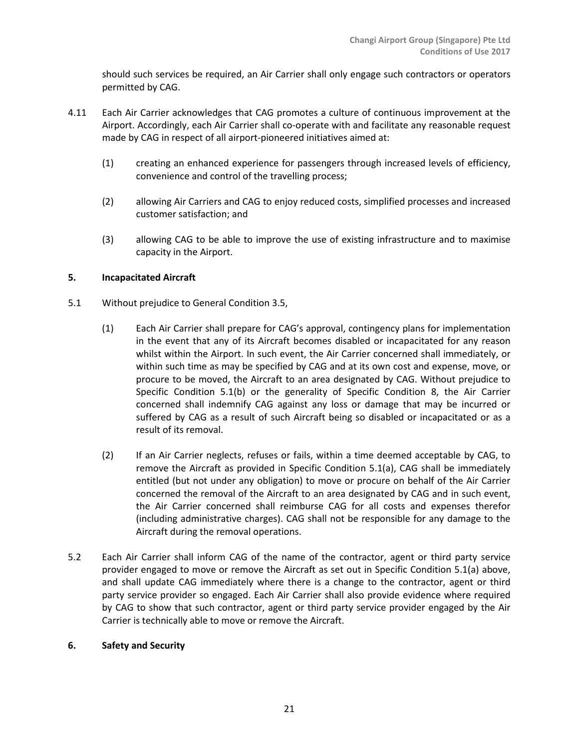should such services be required, an Air Carrier shall only engage such contractors or operators permitted by CAG.

4.11 Each Air Carrier acknowledges that CAG promotes a culture of continuous improvement at the Airport. Accordingly, each Air Carrier shall co-operate with and facilitate any reasonable request made by CAG in respect of all airport-pioneered initiatives aimed at:

(1) creating an enhanced experience for passengers through increased levels of efficiency, convenience and control of the travelling process;

(2) allowing Air Carriers and CAG to enjoy reduced costs, simplified processes and increased customer satisfaction; and

(3) allowing CAG to be able to improve the use of existing infrastructure and to maximise capacity in the Airport.

## 5. Incapacitated Aircraft

5.1 Without prejudice to General Condition 3.5,

(1) Each Air Carrier shall prepare for CAG's approval, contingency plans for implementation in the event that any of its Aircraft becomes disabled or incapacitated for any reason whilst within the Airport. In such event, the Air Carrier concerned shall immediately, or within such time as may be specified by CAG and at its own cost and expense, move, or procure to be moved, the Aircraft to an area designated by CAG. Without prejudice to Specific Condition 5.1(b) or the generality of Specific Condition 8, the Air Carrier concerned shall indemnify CAG against any loss or damage that may be incurred or suffered by CAG as a result of such Aircraft being so disabled or incapacitated or as a result of its removal.

(2) If an Air Carrier neglects, refuses or fails, within a time deemed acceptable by CAG, to remove the Aircraft as provided in Specific Condition 5.1(a), CAG shall be immediately entitled (but not under any obligation) to move or procure on behalf of the Air Carrier concerned the removal of the Aircraft to an area designated by CAG and in such event, the Air Carrier concerned shall reimburse CAG for all costs and expenses therefor (including administrative charges). CAG shall not be responsible for any damage to the Aircraft during the removal operations.

5.2 Each Air Carrier shall inform CAG of the name of the contractor, agent or third party service provider engaged to move or remove the Aircraft as set out in Specific Condition 5.1(a) above, and shall update CAG immediately where there is a change to the contractor, agent or third party service provider so engaged. Each Air Carrier shall also provide evidence where required by CAG to show that such contractor, agent or third party service provider engaged by the Air Carrier is technically able to move or remove the Aircraft.

## 6. Safety and Security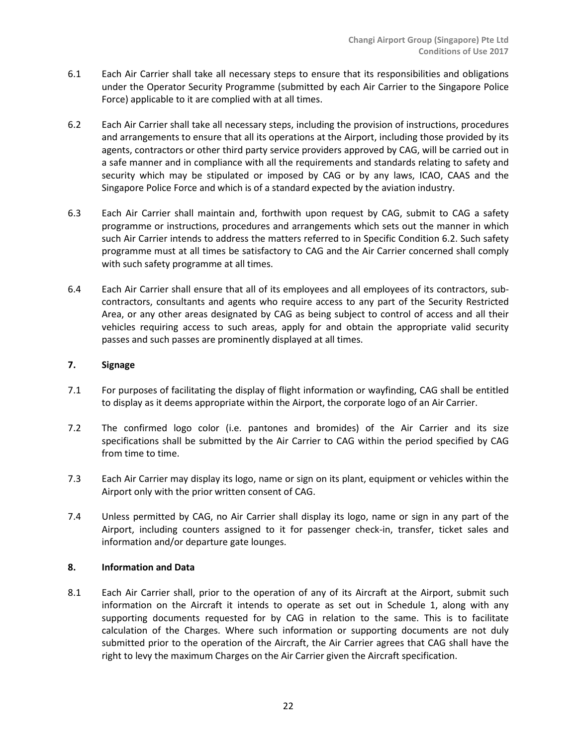6.1 Each Air Carrier shall take all necessary steps to ensure that its responsibilities and obligations under the Operator Security Programme (submitted by each Air Carrier to the Singapore Police Force) applicable to it are complied with at all times.

6.2 Each Air Carrier shall take all necessary steps, including the provision of instructions, procedures and arrangements to ensure that all its operations at the Airport, including those provided by its agents, contractors or other third party service providers approved by CAG, will be carried out in a safe manner and in compliance with all the requirements and standards relating to safety and security which may be stipulated or imposed by CAG or by any laws, ICAO, CAAS and the Singapore Police Force and which is of a standard expected by the aviation industry.

6.3 Each Air Carrier shall maintain and, forthwith upon request by CAG, submit to CAG a safety programme or instructions, procedures and arrangements which sets out the manner in which such Air Carrier intends to address the matters referred to in Specific Condition 6.2. Such safety programme must at all times be satisfactory to CAG and the Air Carrier concerned shall comply with such safety programme at all times.

6.4 Each Air Carrier shall ensure that all of its employees and all employees of its contractors, sub-contractors, consultants and agents who require access to any part of the Security Restricted Area, or any other areas designated by CAG as being subject to control of access and all their vehicles requiring access to such areas, apply for and obtain the appropriate valid security passes and such passes are prominently displayed at all times.

**7. Signage**

7.1 For purposes of facilitating the display of flight information or wayfinding, CAG shall be entitled to display as it deems appropriate within the Airport, the corporate logo of an Air Carrier.

7.2 The confirmed logo color (i.e. pantones and bromides) of the Air Carrier and its size specifications shall be submitted by the Air Carrier to CAG within the period specified by CAG from time to time.

7.3 Each Air Carrier may display its logo, name or sign on its plant, equipment or vehicles within the Airport only with the prior written consent of CAG.

7.4 Unless permitted by CAG, no Air Carrier shall display its logo, name or sign in any part of the Airport, including counters assigned to it for passenger check-in, transfer, ticket sales and information and/or departure gate lounges.

**8. Information and Data**

8.1 Each Air Carrier shall, prior to the operation of any of its Aircraft at the Airport, submit such information on the Aircraft it intends to operate as set out in Schedule 1, along with any supporting documents requested for by CAG in relation to the same. This is to facilitate calculation of the Charges. Where such information or supporting documents are not duly submitted prior to the operation of the Aircraft, the Air Carrier agrees that CAG shall have the right to levy the maximum Charges on the Air Carrier given the Aircraft specification.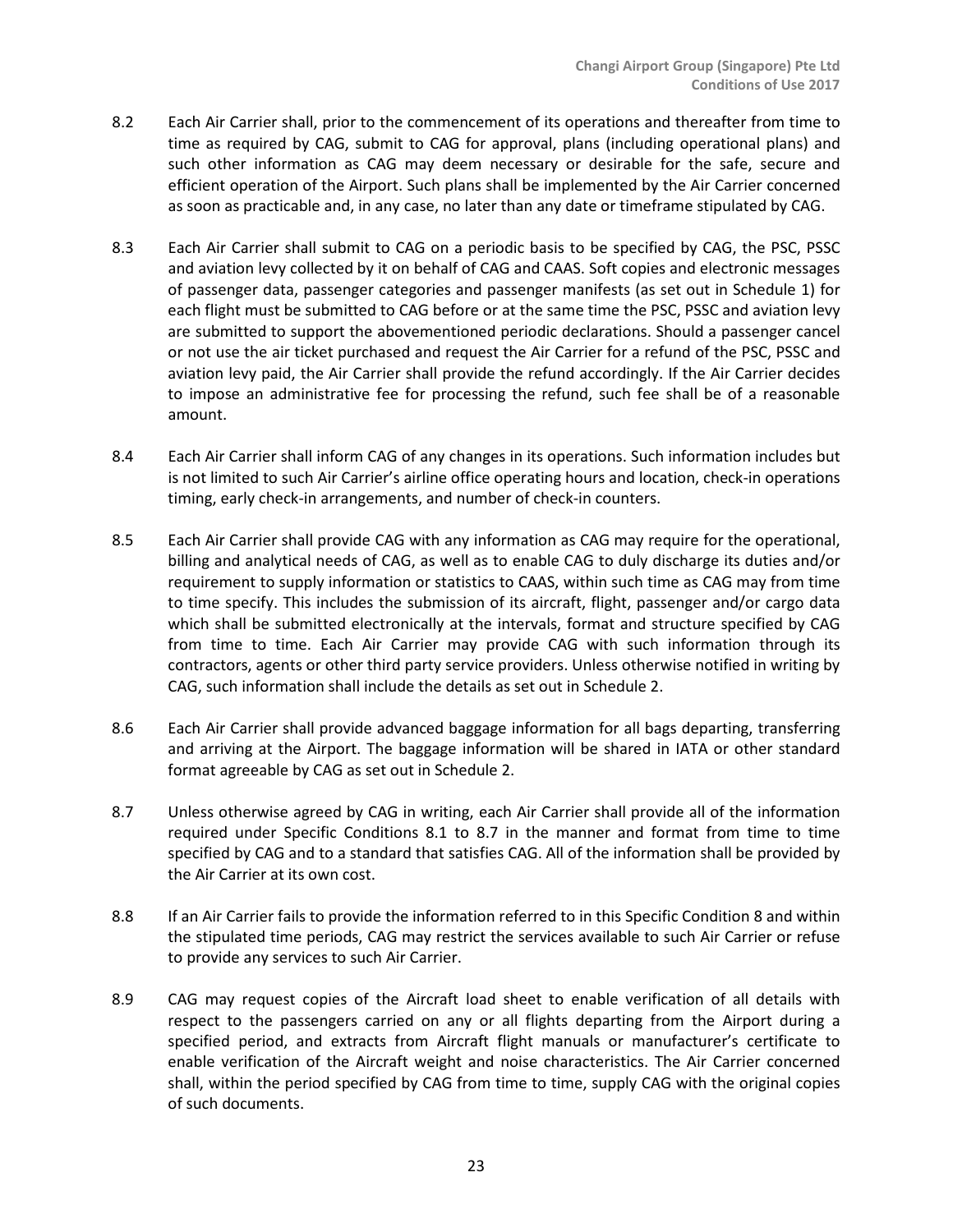8.2 Each Air Carrier shall, prior to the commencement of its operations and thereafter from time to time as required by CAG, submit to CAG for approval, plans (including operational plans) and such other information as CAG may deem necessary or desirable for the safe, secure and efficient operation of the Airport. Such plans shall be implemented by the Air Carrier concerned as soon as practicable and, in any case, no later than any date or timeframe stipulated by CAG.

8.3 Each Air Carrier shall submit to CAG on a periodic basis to be specified by CAG, the PSC, PSSC and aviation levy collected by it on behalf of CAG and CAAS. Soft copies and electronic messages of passenger data, passenger categories and passenger manifests (as set out in Schedule 1) for each flight must be submitted to CAG before or at the same time the PSC, PSSC and aviation levy are submitted to support the abovementioned periodic declarations. Should a passenger cancel or not use the air ticket purchased and request the Air Carrier for a refund of the PSC, PSSC and aviation levy paid, the Air Carrier shall provide the refund accordingly. If the Air Carrier decides to impose an administrative fee for processing the refund, such fee shall be of a reasonable amount.

8.4 Each Air Carrier shall inform CAG of any changes in its operations. Such information includes but is not limited to such Air Carrier's airline office operating hours and location, check-in operations timing, early check-in arrangements, and number of check-in counters.

8.5 Each Air Carrier shall provide CAG with any information as CAG may require for the operational, billing and analytical needs of CAG, as well as to enable CAG to duly discharge its duties and/or requirement to supply information or statistics to CAAS, within such time as CAG may from time to time specify. This includes the submission of its aircraft, flight, passenger and/or cargo data which shall be submitted electronically at the intervals, format and structure specified by CAG from time to time. Each Air Carrier may provide CAG with such information through its contractors, agents or other third party service providers. Unless otherwise notified in writing by CAG, such information shall include the details as set out in Schedule 2.

8.6 Each Air Carrier shall provide advanced baggage information for all bags departing, transferring and arriving at the Airport. The baggage information will be shared in IATA or other standard format agreeable by CAG as set out in Schedule 2.

8.7 Unless otherwise agreed by CAG in writing, each Air Carrier shall provide all of the information required under Specific Conditions 8.1 to 8.7 in the manner and format from time to time specified by CAG and to a standard that satisfies CAG. All of the information shall be provided by the Air Carrier at its own cost.

8.8 If an Air Carrier fails to provide the information referred to in this Specific Condition 8 and within the stipulated time periods, CAG may restrict the services available to such Air Carrier or refuse to provide any services to such Air Carrier.

8.9 CAG may request copies of the Aircraft load sheet to enable verification of all details with respect to the passengers carried on any or all flights departing from the Airport during a specified period, and extracts from Aircraft flight manuals or manufacturer's certificate to enable verification of the Aircraft weight and noise characteristics. The Air Carrier concerned shall, within the period specified by CAG from time to time, supply CAG with the original copies of such documents.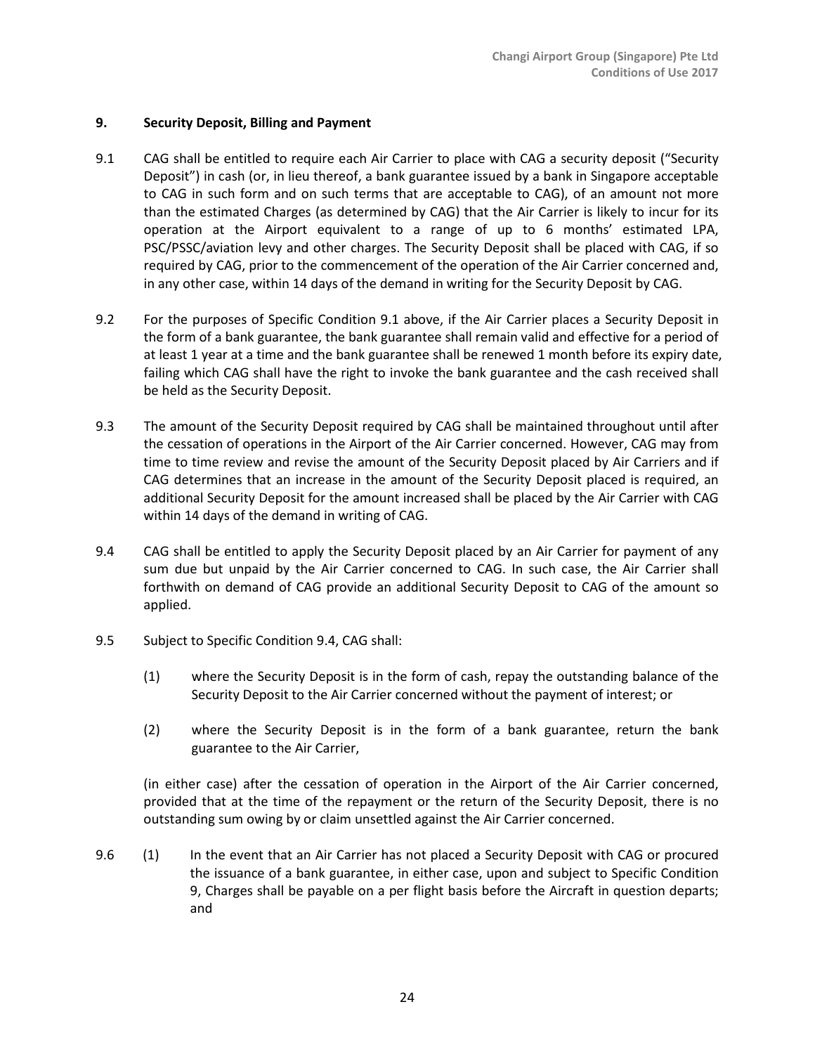## 9. Security Deposit, Billing and Payment

9.1 CAG shall be entitled to require each Air Carrier to place with CAG a security deposit ("Security Deposit") in cash (or, in lieu thereof, a bank guarantee issued by a bank in Singapore acceptable to CAG in such form and on such terms that are acceptable to CAG), of an amount not more than the estimated Charges (as determined by CAG) that the Air Carrier is likely to incur for its operation at the Airport equivalent to a range of up to 6 months' estimated LPA, PSC/PSSC/aviation levy and other charges. The Security Deposit shall be placed with CAG, if so required by CAG, prior to the commencement of the operation of the Air Carrier concerned and, in any other case, within 14 days of the demand in writing for the Security Deposit by CAG.

9.2 For the purposes of Specific Condition 9.1 above, if the Air Carrier places a Security Deposit in the form of a bank guarantee, the bank guarantee shall remain valid and effective for a period of at least 1 year at a time and the bank guarantee shall be renewed 1 month before its expiry date, failing which CAG shall have the right to invoke the bank guarantee and the cash received shall be held as the Security Deposit.

9.3 The amount of the Security Deposit required by CAG shall be maintained throughout until after the cessation of operations in the Airport of the Air Carrier concerned. However, CAG may from time to time review and revise the amount of the Security Deposit placed by Air Carriers and if CAG determines that an increase in the amount of the Security Deposit placed is required, an additional Security Deposit for the amount increased shall be placed by the Air Carrier with CAG within 14 days of the demand in writing of CAG.

9.4 CAG shall be entitled to apply the Security Deposit placed by an Air Carrier for payment of any sum due but unpaid by the Air Carrier concerned to CAG. In such case, the Air Carrier shall forthwith on demand of CAG provide an additional Security Deposit to CAG of the amount so applied.

9.5 Subject to Specific Condition 9.4, CAG shall:

(1) where the Security Deposit is in the form of cash, repay the outstanding balance of the Security Deposit to the Air Carrier concerned without the payment of interest; or

(2) where the Security Deposit is in the form of a bank guarantee, return the bank guarantee to the Air Carrier,

(in either case) after the cessation of operation in the Airport of the Air Carrier concerned, provided that at the time of the repayment or the return of the Security Deposit, there is no outstanding sum owing by or claim unsettled against the Air Carrier concerned.

9.6 (1) In the event that an Air Carrier has not placed a Security Deposit with CAG or procured the issuance of a bank guarantee, in either case, upon and subject to Specific Condition 9, Charges shall be payable on a per flight basis before the Aircraft in question departs; and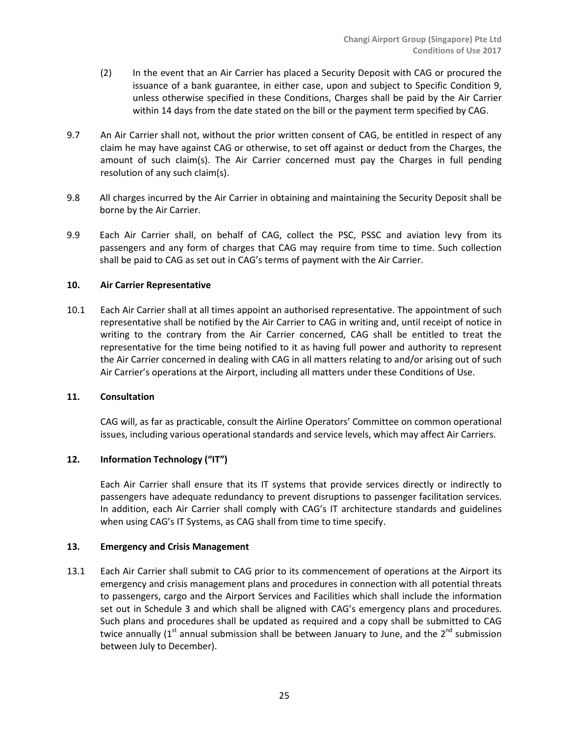(2) In the event that an Air Carrier has placed a Security Deposit with CAG or procured the issuance of a bank guarantee, in either case, upon and subject to Specific Condition 9, unless otherwise specified in these Conditions, Charges shall be paid by the Air Carrier within 14 days from the date stated on the bill or the payment term specified by CAG.

9.7 An Air Carrier shall not, without the prior written consent of CAG, be entitled in respect of any claim he may have against CAG or otherwise, to set off against or deduct from the Charges, the amount of such claim(s). The Air Carrier concerned must pay the Charges in full pending resolution of any such claim(s).

9.8 All charges incurred by the Air Carrier in obtaining and maintaining the Security Deposit shall be borne by the Air Carrier.

9.9 Each Air Carrier shall, on behalf of CAG, collect the PSC, PSSC and aviation levy from its passengers and any form of charges that CAG may require from time to time. Such collection shall be paid to CAG as set out in CAG's terms of payment with the Air Carrier.

## 10. Air Carrier Representative

10.1 Each Air Carrier shall at all times appoint an authorised representative. The appointment of such representative shall be notified by the Air Carrier to CAG in writing and, until receipt of notice in writing to the contrary from the Air Carrier concerned, CAG shall be entitled to treat the representative for the time being notified to it as having full power and authority to represent the Air Carrier concerned in dealing with CAG in all matters relating to and/or arising out of such Air Carrier's operations at the Airport, including all matters under these Conditions of Use.

## 11. Consultation

CAG will, as far as practicable, consult the Airline Operators' Committee on common operational issues, including various operational standards and service levels, which may affect Air Carriers.

## 12. Information Technology ("IT")

Each Air Carrier shall ensure that its IT systems that provide services directly or indirectly to passengers have adequate redundancy to prevent disruptions to passenger facilitation services. In addition, each Air Carrier shall comply with CAG's IT architecture standards and guidelines when using CAG's IT Systems, as CAG shall from time to time specify.

## 13. Emergency and Crisis Management

13.1 Each Air Carrier shall submit to CAG prior to its commencement of operations at the Airport its emergency and crisis management plans and procedures in connection with all potential threats to passengers, cargo and the Airport Services and Facilities which shall include the information set out in Schedule 3 and which shall be aligned with CAG's emergency plans and procedures. Such plans and procedures shall be updated as required and a copy shall be submitted to CAG twice annually (1st annual submission shall be between January to June, and the 2nd submission between July to December).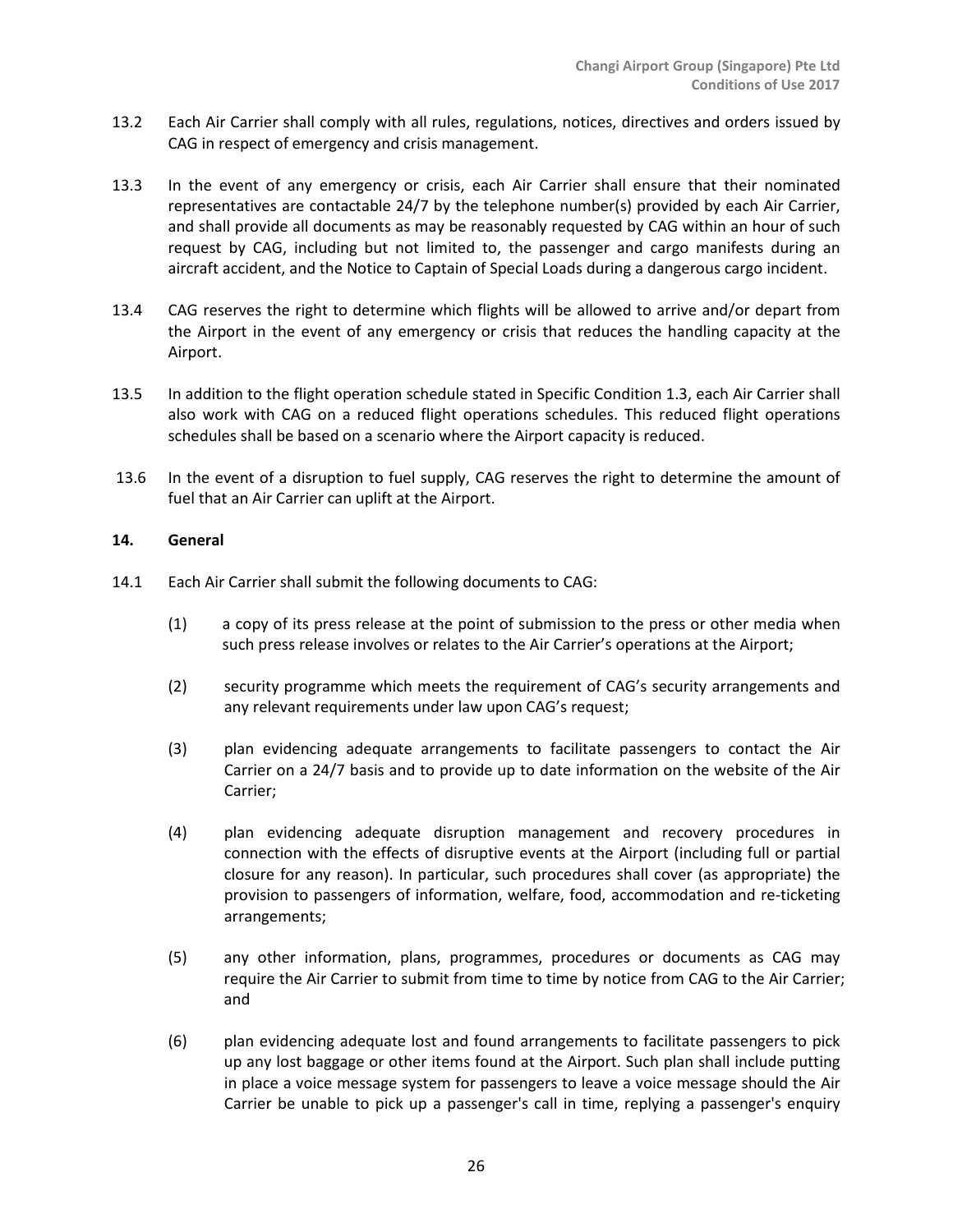13.2 Each Air Carrier shall comply with all rules, regulations, notices, directives and orders issued by CAG in respect of emergency and crisis management.

13.3 In the event of any emergency or crisis, each Air Carrier shall ensure that their nominated representatives are contactable 24/7 by the telephone number(s) provided by each Air Carrier, and shall provide all documents as may be reasonably requested by CAG within an hour of such request by CAG, including but not limited to, the passenger and cargo manifests during an aircraft accident, and the Notice to Captain of Special Loads during a dangerous cargo incident.

13.4 CAG reserves the right to determine which flights will be allowed to arrive and/or depart from the Airport in the event of any emergency or crisis that reduces the handling capacity at the Airport.

13.5 In addition to the flight operation schedule stated in Specific Condition 1.3, each Air Carrier shall also work with CAG on a reduced flight operations schedules. This reduced flight operations schedules shall be based on a scenario where the Airport capacity is reduced.

13.6 In the event of a disruption to fuel supply, CAG reserves the right to determine the amount of fuel that an Air Carrier can uplift at the Airport.

**14. General**

14.1 Each Air Carrier shall submit the following documents to CAG:

(1) a copy of its press release at the point of submission to the press or other media when such press release involves or relates to the Air Carrier's operations at the Airport;

(2) security programme which meets the requirement of CAG's security arrangements and any relevant requirements under law upon CAG's request;

(3) plan evidencing adequate arrangements to facilitate passengers to contact the Air Carrier on a 24/7 basis and to provide up to date information on the website of the Air Carrier;

(4) plan evidencing adequate disruption management and recovery procedures in connection with the effects of disruptive events at the Airport (including full or partial closure for any reason). In particular, such procedures shall cover (as appropriate) the provision to passengers of information, welfare, food, accommodation and re-ticketing arrangements;

(5) any other information, plans, programmes, procedures or documents as CAG may require the Air Carrier to submit from time to time by notice from CAG to the Air Carrier; and

(6) plan evidencing adequate lost and found arrangements to facilitate passengers to pick up any lost baggage or other items found at the Airport. Such plan shall include putting in place a voice message system for passengers to leave a voice message should the Air Carrier be unable to pick up a passenger's call in time, replying a passenger's enquiry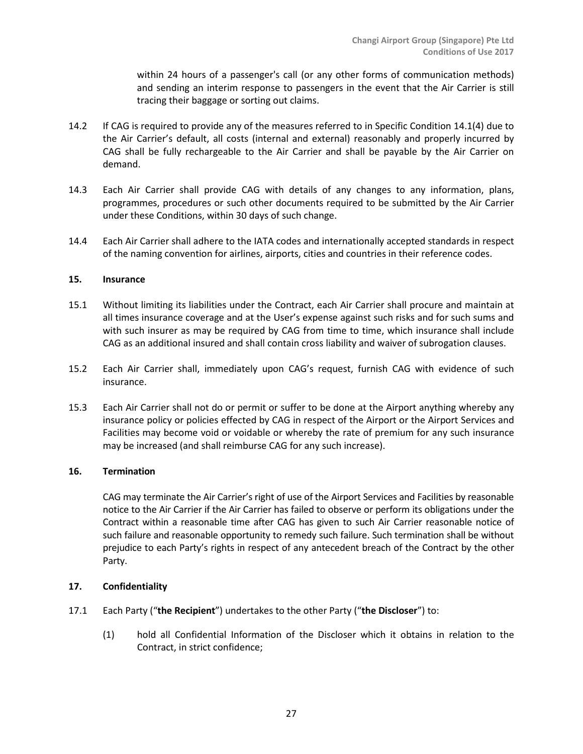within 24 hours of a passenger's call (or any other forms of communication methods) and sending an interim response to passengers in the event that the Air Carrier is still tracing their baggage or sorting out claims.

14.2 If CAG is required to provide any of the measures referred to in Specific Condition 14.1(4) due to the Air Carrier's default, all costs (internal and external) reasonably and properly incurred by CAG shall be fully rechargeable to the Air Carrier and shall be payable by the Air Carrier on demand.

14.3 Each Air Carrier shall provide CAG with details of any changes to any information, plans, programmes, procedures or such other documents required to be submitted by the Air Carrier under these Conditions, within 30 days of such change.

14.4 Each Air Carrier shall adhere to the IATA codes and internationally accepted standards in respect of the naming convention for airlines, airports, cities and countries in their reference codes.

## 15. Insurance

15.1 Without limiting its liabilities under the Contract, each Air Carrier shall procure and maintain at all times insurance coverage and at the User's expense against such risks and for such sums and with such insurer as may be required by CAG from time to time, which insurance shall include CAG as an additional insured and shall contain cross liability and waiver of subrogation clauses.

15.2 Each Air Carrier shall, immediately upon CAG's request, furnish CAG with evidence of such insurance.

15.3 Each Air Carrier shall not do or permit or suffer to be done at the Airport anything whereby any insurance policy or policies effected by CAG in respect of the Airport or the Airport Services and Facilities may become void or voidable or whereby the rate of premium for any such insurance may be increased (and shall reimburse CAG for any such increase).

## 16. Termination

CAG may terminate the Air Carrier's right of use of the Airport Services and Facilities by reasonable notice to the Air Carrier if the Air Carrier has failed to observe or perform its obligations under the Contract within a reasonable time after CAG has given to such Air Carrier reasonable notice of such failure and reasonable opportunity to remedy such failure. Such termination shall be without prejudice to each Party's rights in respect of any antecedent breach of the Contract by the other Party.

## 17. Confidentiality

17.1 Each Party ("**the Recipient**") undertakes to the other Party ("**the Discloser**") to:

(1) hold all Confidential Information of the Discloser which it obtains in relation to the Contract, in strict confidence;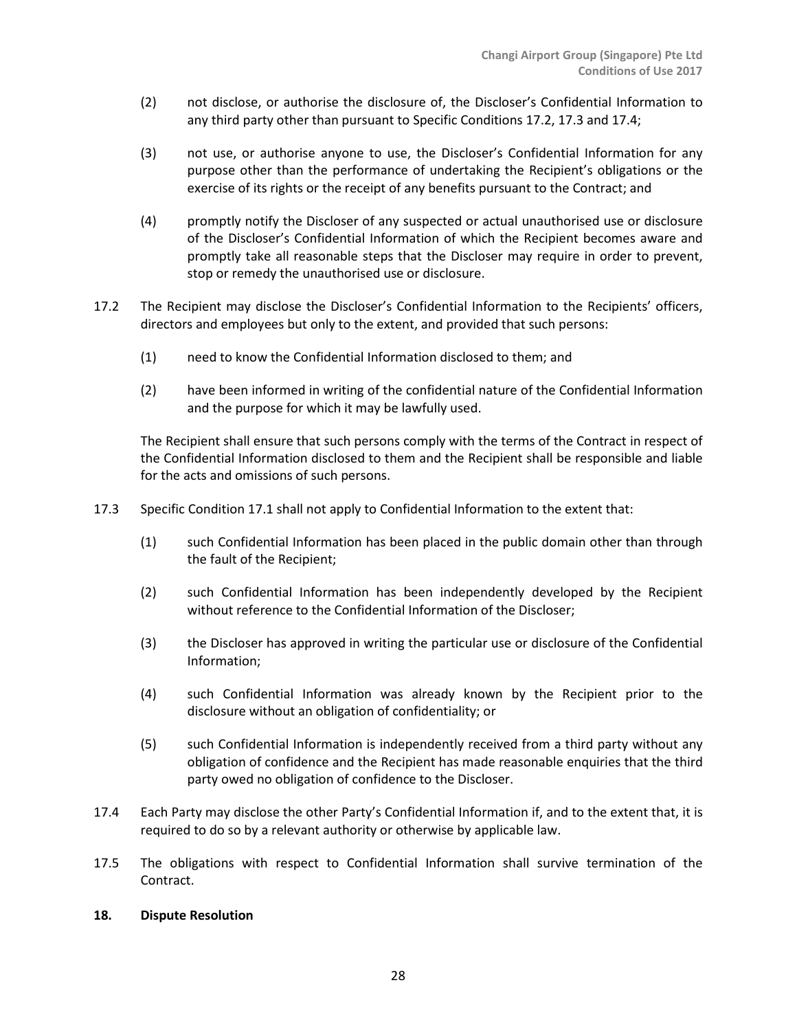(2) not disclose, or authorise the disclosure of, the Discloser's Confidential Information to any third party other than pursuant to Specific Conditions 17.2, 17.3 and 17.4;

(3) not use, or authorise anyone to use, the Discloser's Confidential Information for any purpose other than the performance of undertaking the Recipient's obligations or the exercise of its rights or the receipt of any benefits pursuant to the Contract; and

(4) promptly notify the Discloser of any suspected or actual unauthorised use or disclosure of the Discloser's Confidential Information of which the Recipient becomes aware and promptly take all reasonable steps that the Discloser may require in order to prevent, stop or remedy the unauthorised use or disclosure.

17.2 The Recipient may disclose the Discloser's Confidential Information to the Recipients' officers, directors and employees but only to the extent, and provided that such persons:

(1) need to know the Confidential Information disclosed to them; and

(2) have been informed in writing of the confidential nature of the Confidential Information and the purpose for which it may be lawfully used.

The Recipient shall ensure that such persons comply with the terms of the Contract in respect of the Confidential Information disclosed to them and the Recipient shall be responsible and liable for the acts and omissions of such persons.

17.3 Specific Condition 17.1 shall not apply to Confidential Information to the extent that:

(1) such Confidential Information has been placed in the public domain other than through the fault of the Recipient;

(2) such Confidential Information has been independently developed by the Recipient without reference to the Confidential Information of the Discloser;

(3) the Discloser has approved in writing the particular use or disclosure of the Confidential Information;

(4) such Confidential Information was already known by the Recipient prior to the disclosure without an obligation of confidentiality; or

(5) such Confidential Information is independently received from a third party without any obligation of confidence and the Recipient has made reasonable enquiries that the third party owed no obligation of confidence to the Discloser.

17.4 Each Party may disclose the other Party's Confidential Information if, and to the extent that, it is required to do so by a relevant authority or otherwise by applicable law.

17.5 The obligations with respect to Confidential Information shall survive termination of the Contract.

## 18. Dispute Resolution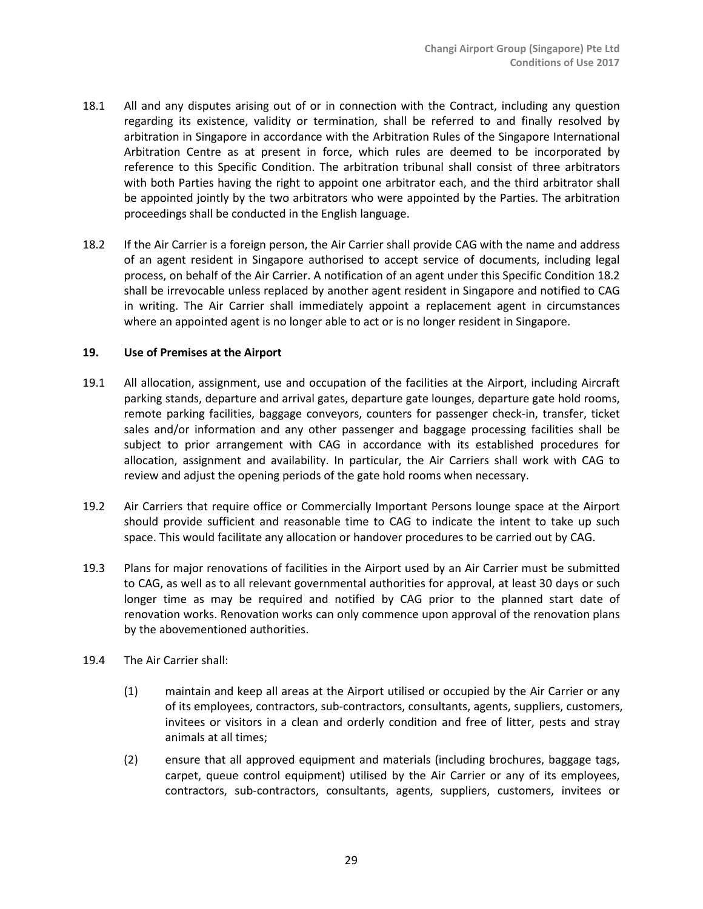18.1 All and any disputes arising out of or in connection with the Contract, including any question regarding its existence, validity or termination, shall be referred to and finally resolved by arbitration in Singapore in accordance with the Arbitration Rules of the Singapore International Arbitration Centre as at present in force, which rules are deemed to be incorporated by reference to this Specific Condition. The arbitration tribunal shall consist of three arbitrators with both Parties having the right to appoint one arbitrator each, and the third arbitrator shall be appointed jointly by the two arbitrators who were appointed by the Parties. The arbitration proceedings shall be conducted in the English language.

18.2 If the Air Carrier is a foreign person, the Air Carrier shall provide CAG with the name and address of an agent resident in Singapore authorised to accept service of documents, including legal process, on behalf of the Air Carrier. A notification of an agent under this Specific Condition 18.2 shall be irrevocable unless replaced by another agent resident in Singapore and notified to CAG in writing. The Air Carrier shall immediately appoint a replacement agent in circumstances where an appointed agent is no longer able to act or is no longer resident in Singapore.

## 19. Use of Premises at the Airport

19.1 All allocation, assignment, use and occupation of the facilities at the Airport, including Aircraft parking stands, departure and arrival gates, departure gate lounges, departure gate hold rooms, remote parking facilities, baggage conveyors, counters for passenger check-in, transfer, ticket sales and/or information and any other passenger and baggage processing facilities shall be subject to prior arrangement with CAG in accordance with its established procedures for allocation, assignment and availability. In particular, the Air Carriers shall work with CAG to review and adjust the opening periods of the gate hold rooms when necessary.

19.2 Air Carriers that require office or Commercially Important Persons lounge space at the Airport should provide sufficient and reasonable time to CAG to indicate the intent to take up such space. This would facilitate any allocation or handover procedures to be carried out by CAG.

19.3 Plans for major renovations of facilities in the Airport used by an Air Carrier must be submitted to CAG, as well as to all relevant governmental authorities for approval, at least 30 days or such longer time as may be required and notified by CAG prior to the planned start date of renovation works. Renovation works can only commence upon approval of the renovation plans by the abovementioned authorities.

19.4 The Air Carrier shall:

(1) maintain and keep all areas at the Airport utilised or occupied by the Air Carrier or any of its employees, contractors, sub-contractors, consultants, agents, suppliers, customers, invitees or visitors in a clean and orderly condition and free of litter, pests and stray animals at all times;

(2) ensure that all approved equipment and materials (including brochures, baggage tags, carpet, queue control equipment) utilised by the Air Carrier or any of its employees, contractors, sub-contractors, consultants, agents, suppliers, customers, invitees or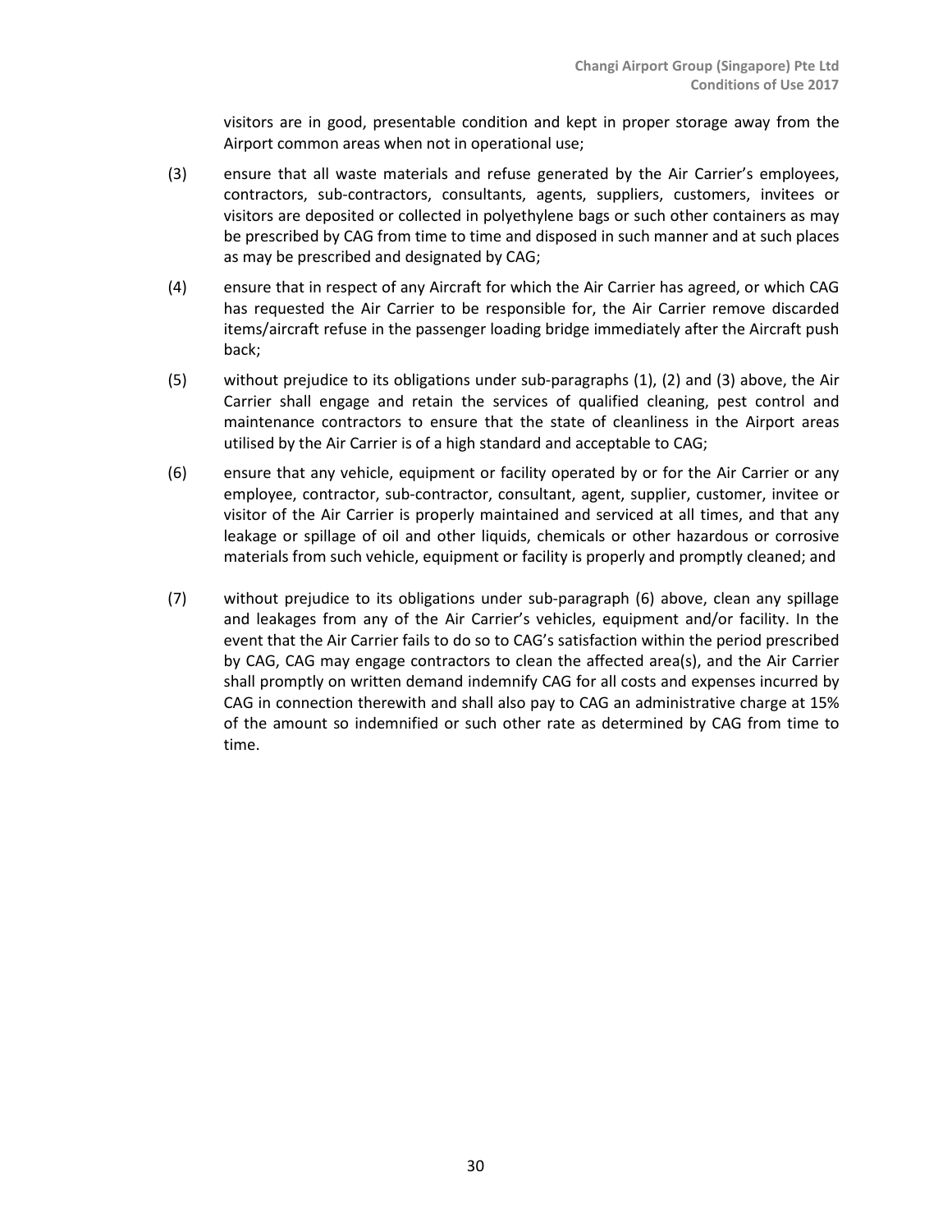visitors are in good, presentable condition and kept in proper storage away from the Airport common areas when not in operational use;

(3) ensure that all waste materials and refuse generated by the Air Carrier's employees, contractors, sub-contractors, consultants, agents, suppliers, customers, invitees or visitors are deposited or collected in polyethylene bags or such other containers as may be prescribed by CAG from time to time and disposed in such manner and at such places as may be prescribed and designated by CAG;

(4) ensure that in respect of any Aircraft for which the Air Carrier has agreed, or which CAG has requested the Air Carrier to be responsible for, the Air Carrier remove discarded items/aircraft refuse in the passenger loading bridge immediately after the Aircraft push back;

(5) without prejudice to its obligations under sub-paragraphs (1), (2) and (3) above, the Air Carrier shall engage and retain the services of qualified cleaning, pest control and maintenance contractors to ensure that the state of cleanliness in the Airport areas utilised by the Air Carrier is of a high standard and acceptable to CAG;

(6) ensure that any vehicle, equipment or facility operated by or for the Air Carrier or any employee, contractor, sub-contractor, consultant, agent, supplier, customer, invitee or visitor of the Air Carrier is properly maintained and serviced at all times, and that any leakage or spillage of oil and other liquids, chemicals or other hazardous or corrosive materials from such vehicle, equipment or facility is properly and promptly cleaned; and

(7) without prejudice to its obligations under sub-paragraph (6) above, clean any spillage and leakages from any of the Air Carrier's vehicles, equipment and/or facility. In the event that the Air Carrier fails to do so to CAG's satisfaction within the period prescribed by CAG, CAG may engage contractors to clean the affected area(s), and the Air Carrier shall promptly on written demand indemnify CAG for all costs and expenses incurred by CAG in connection therewith and shall also pay to CAG an administrative charge at 15% of the amount so indemnified or such other rate as determined by CAG from time to time.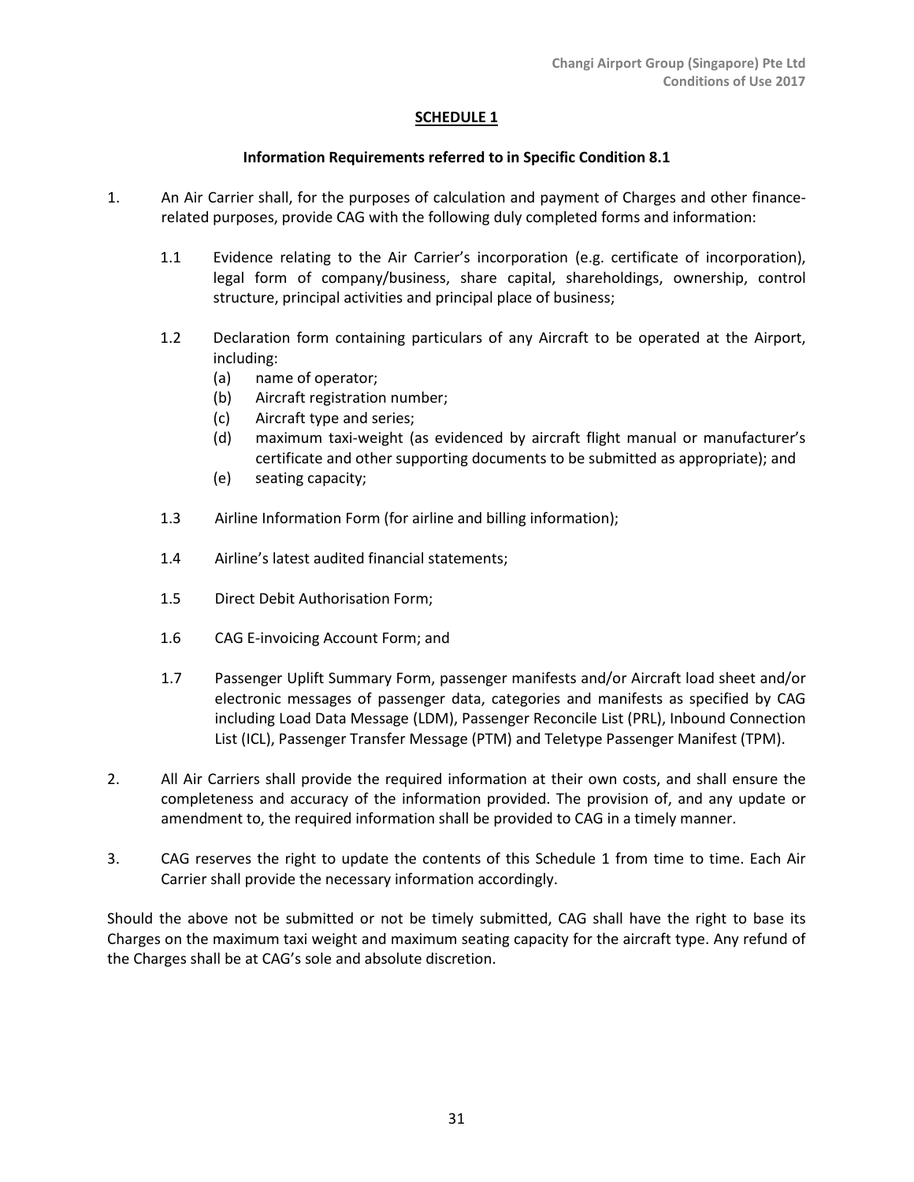## SCHEDULE 1

**Information Requirements referred to in Specific Condition 8.1**

1. An Air Carrier shall, for the purposes of calculation and payment of Charges and other finance-related purposes, provide CAG with the following duly completed forms and information:

   1.1 Evidence relating to the Air Carrier's incorporation (e.g. certificate of incorporation), legal form of company/business, share capital, shareholdings, ownership, control structure, principal activities and principal place of business;

   1.2 Declaration form containing particulars of any Aircraft to be operated at the Airport, including:
   - (a) name of operator;
   - (b) Aircraft registration number;
   - (c) Aircraft type and series;
   - (d) maximum taxi-weight (as evidenced by aircraft flight manual or manufacturer's certificate and other supporting documents to be submitted as appropriate); and
   - (e) seating capacity;

   1.3 Airline Information Form (for airline and billing information);

   1.4 Airline's latest audited financial statements;

   1.5 Direct Debit Authorisation Form;

   1.6 CAG E-invoicing Account Form; and

   1.7 Passenger Uplift Summary Form, passenger manifests and/or Aircraft load sheet and/or electronic messages of passenger data, categories and manifests as specified by CAG including Load Data Message (LDM), Passenger Reconcile List (PRL), Inbound Connection List (ICL), Passenger Transfer Message (PTM) and Teletype Passenger Manifest (TPM).

2. All Air Carriers shall provide the required information at their own costs, and shall ensure the completeness and accuracy of the information provided. The provision of, and any update or amendment to, the required information shall be provided to CAG in a timely manner.

3. CAG reserves the right to update the contents of this Schedule 1 from time to time. Each Air Carrier shall provide the necessary information accordingly.

Should the above not be submitted or not be timely submitted, CAG shall have the right to base its Charges on the maximum taxi weight and maximum seating capacity for the aircraft type. Any refund of the Charges shall be at CAG's sole and absolute discretion.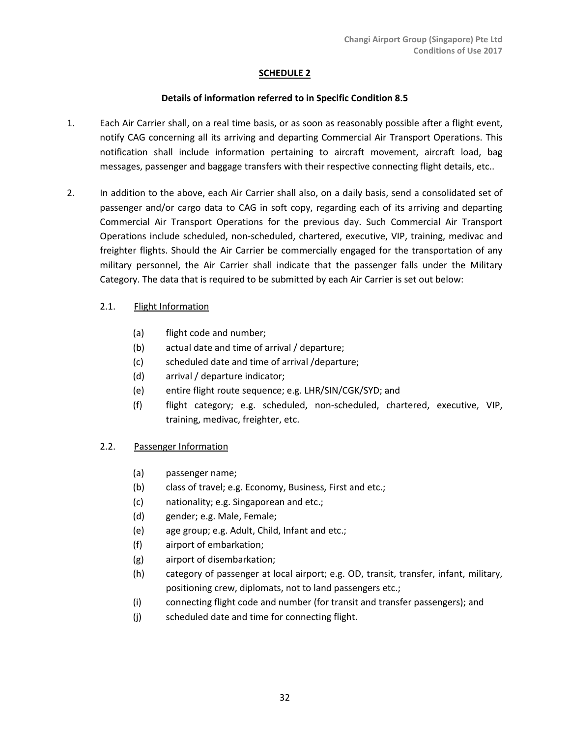## SCHEDULE 2

**Details of information referred to in Specific Condition 8.5**

1. Each Air Carrier shall, on a real time basis, or as soon as reasonably possible after a flight event, notify CAG concerning all its arriving and departing Commercial Air Transport Operations. This notification shall include information pertaining to aircraft movement, aircraft load, bag messages, passenger and baggage transfers with their respective connecting flight details, etc..

2. In addition to the above, each Air Carrier shall also, on a daily basis, send a consolidated set of passenger and/or cargo data to CAG in soft copy, regarding each of its arriving and departing Commercial Air Transport Operations for the previous day. Such Commercial Air Transport Operations include scheduled, non-scheduled, chartered, executive, VIP, training, medivac and freighter flights. Should the Air Carrier be commercially engaged for the transportation of any military personnel, the Air Carrier shall indicate that the passenger falls under the Military Category. The data that is required to be submitted by each Air Carrier is set out below:

   2.1. Flight Information

   (a) flight code and number;
   (b) actual date and time of arrival / departure;
   (c) scheduled date and time of arrival /departure;
   (d) arrival / departure indicator;
   (e) entire flight route sequence; e.g. LHR/SIN/CGK/SYD; and
   (f) flight category; e.g. scheduled, non-scheduled, chartered, executive, VIP, training, medivac, freighter, etc.

   2.2. Passenger Information

   (a) passenger name;
   (b) class of travel; e.g. Economy, Business, First and etc.;
   (c) nationality; e.g. Singaporean and etc.;
   (d) gender; e.g. Male, Female;
   (e) age group; e.g. Adult, Child, Infant and etc.;
   (f) airport of embarkation;
   (g) airport of disembarkation;
   (h) category of passenger at local airport; e.g. OD, transit, transfer, infant, military, positioning crew, diplomats, not to land passengers etc.;
   (i) connecting flight code and number (for transit and transfer passengers); and
   (j) scheduled date and time for connecting flight.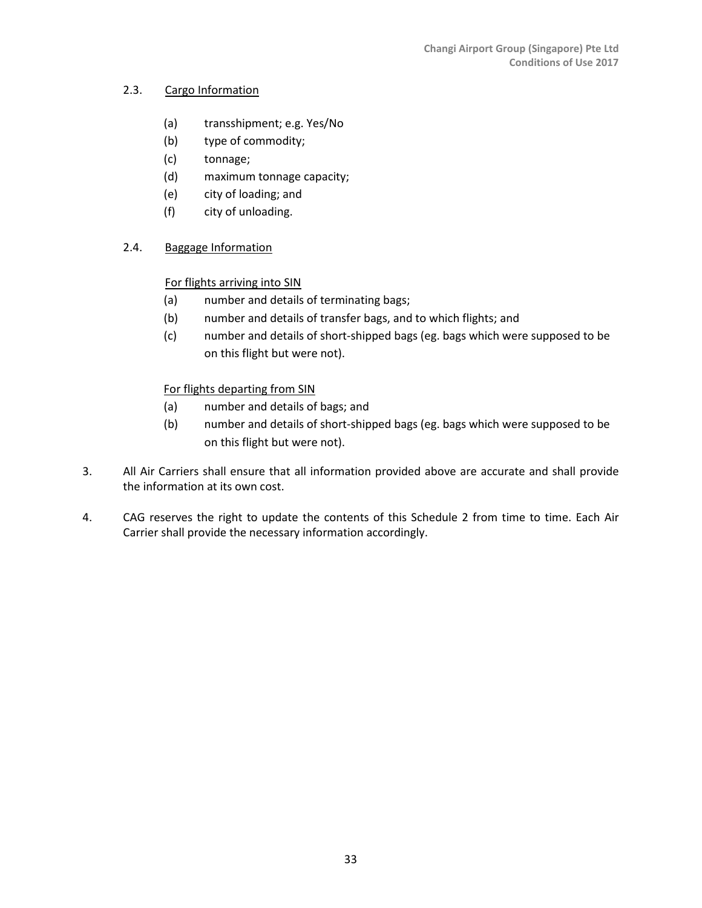2.3. Cargo Information

(a) transshipment; e.g. Yes/No
(b) type of commodity;
(c) tonnage;
(d) maximum tonnage capacity;
(e) city of loading; and
(f) city of unloading.

2.4. Baggage Information

For flights arriving into SIN

(a) number and details of terminating bags;
(b) number and details of transfer bags, and to which flights; and
(c) number and details of short-shipped bags (eg. bags which were supposed to be on this flight but were not).

For flights departing from SIN

(a) number and details of bags; and
(b) number and details of short-shipped bags (eg. bags which were supposed to be on this flight but were not).

3. All Air Carriers shall ensure that all information provided above are accurate and shall provide the information at its own cost.

4. CAG reserves the right to update the contents of this Schedule 2 from time to time. Each Air Carrier shall provide the necessary information accordingly.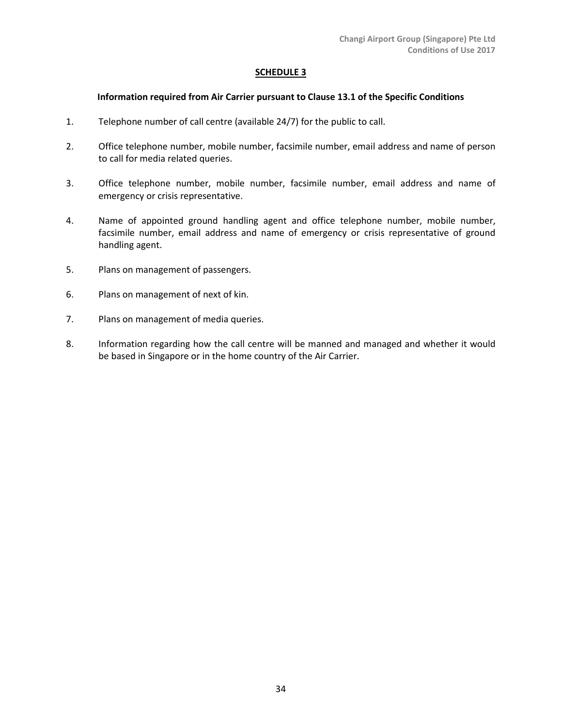## SCHEDULE 3

**Information required from Air Carrier pursuant to Clause 13.1 of the Specific Conditions**

1. Telephone number of call centre (available 24/7) for the public to call.

2. Office telephone number, mobile number, facsimile number, email address and name of person to call for media related queries.

3. Office telephone number, mobile number, facsimile number, email address and name of emergency or crisis representative.

4. Name of appointed ground handling agent and office telephone number, mobile number, facsimile number, email address and name of emergency or crisis representative of ground handling agent.

5. Plans on management of passengers.

6. Plans on management of next of kin.

7. Plans on management of media queries.

8. Information regarding how the call centre will be manned and managed and whether it would be based in Singapore or in the home country of the Air Carrier.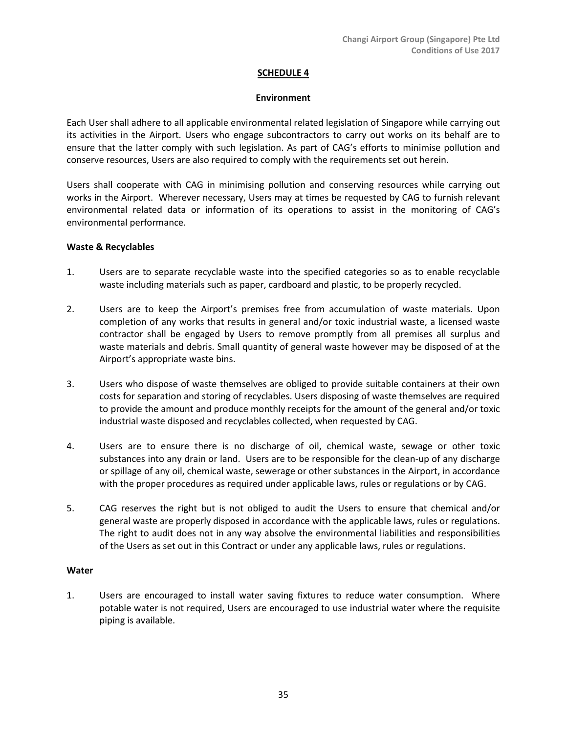## SCHEDULE 4

### Environment

Each User shall adhere to all applicable environmental related legislation of Singapore while carrying out its activities in the Airport. Users who engage subcontractors to carry out works on its behalf are to ensure that the latter comply with such legislation. As part of CAG's efforts to minimise pollution and conserve resources, Users are also required to comply with the requirements set out herein.

Users shall cooperate with CAG in minimising pollution and conserving resources while carrying out works in the Airport. Wherever necessary, Users may at times be requested by CAG to furnish relevant environmental related data or information of its operations to assist in the monitoring of CAG's environmental performance.

**Waste & Recyclables**

1. Users are to separate recyclable waste into the specified categories so as to enable recyclable waste including materials such as paper, cardboard and plastic, to be properly recycled.

2. Users are to keep the Airport's premises free from accumulation of waste materials. Upon completion of any works that results in general and/or toxic industrial waste, a licensed waste contractor shall be engaged by Users to remove promptly from all premises all surplus and waste materials and debris. Small quantity of general waste however may be disposed of at the Airport's appropriate waste bins.

3. Users who dispose of waste themselves are obliged to provide suitable containers at their own costs for separation and storing of recyclables. Users disposing of waste themselves are required to provide the amount and produce monthly receipts for the amount of the general and/or toxic industrial waste disposed and recyclables collected, when requested by CAG.

4. Users are to ensure there is no discharge of oil, chemical waste, sewage or other toxic substances into any drain or land. Users are to be responsible for the clean-up of any discharge or spillage of any oil, chemical waste, sewerage or other substances in the Airport, in accordance with the proper procedures as required under applicable laws, rules or regulations or by CAG.

5. CAG reserves the right but is not obliged to audit the Users to ensure that chemical and/or general waste are properly disposed in accordance with the applicable laws, rules or regulations. The right to audit does not in any way absolve the environmental liabilities and responsibilities of the Users as set out in this Contract or under any applicable laws, rules or regulations.

**Water**

1. Users are encouraged to install water saving fixtures to reduce water consumption. Where potable water is not required, Users are encouraged to use industrial water where the requisite piping is available.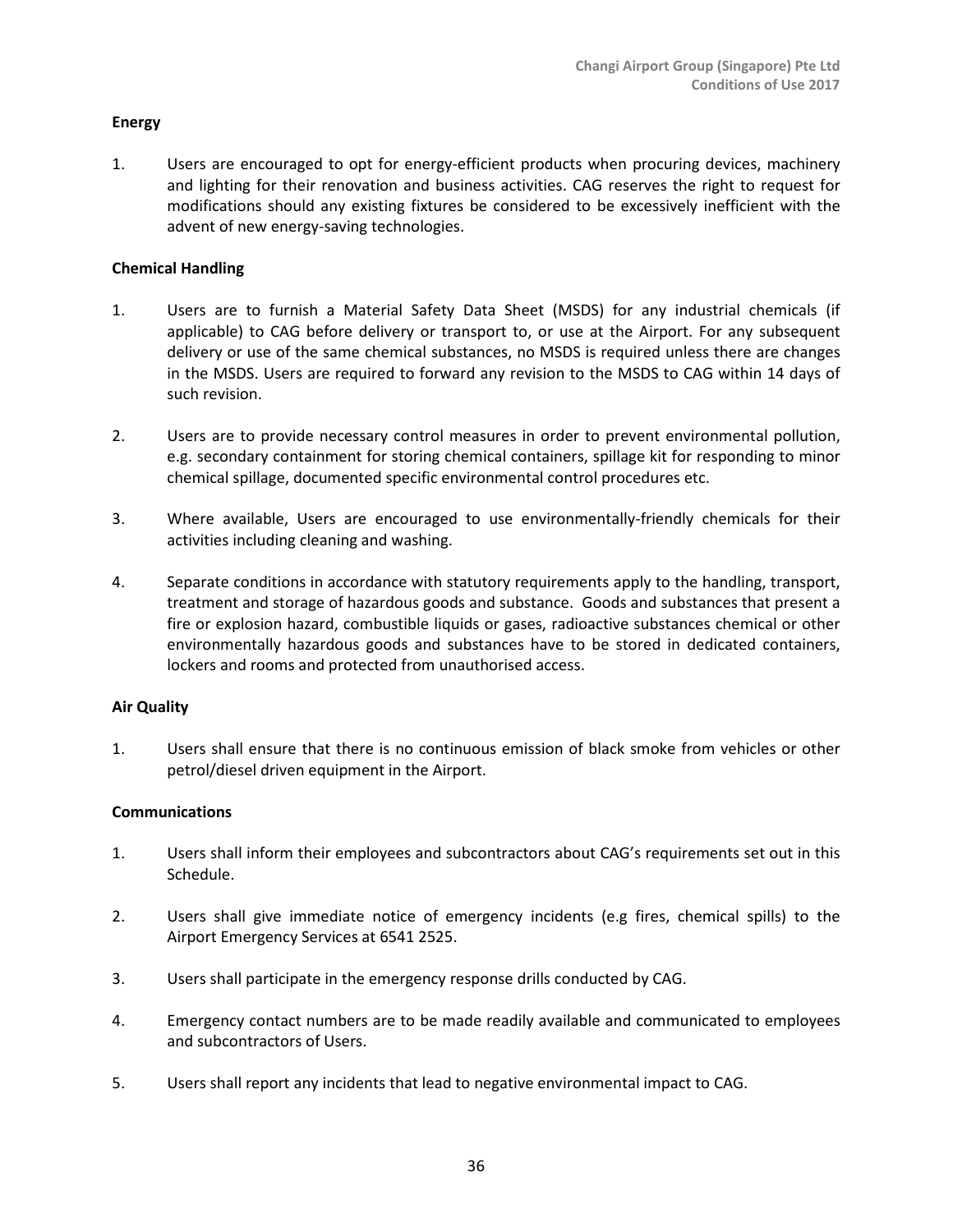**Energy**

1. Users are encouraged to opt for energy-efficient products when procuring devices, machinery and lighting for their renovation and business activities. CAG reserves the right to request for modifications should any existing fixtures be considered to be excessively inefficient with the advent of new energy-saving technologies.

**Chemical Handling**

1. Users are to furnish a Material Safety Data Sheet (MSDS) for any industrial chemicals (if applicable) to CAG before delivery or transport to, or use at the Airport. For any subsequent delivery or use of the same chemical substances, no MSDS is required unless there are changes in the MSDS. Users are required to forward any revision to the MSDS to CAG within 14 days of such revision.

2. Users are to provide necessary control measures in order to prevent environmental pollution, e.g. secondary containment for storing chemical containers, spillage kit for responding to minor chemical spillage, documented specific environmental control procedures etc.

3. Where available, Users are encouraged to use environmentally-friendly chemicals for their activities including cleaning and washing.

4. Separate conditions in accordance with statutory requirements apply to the handling, transport, treatment and storage of hazardous goods and substance. Goods and substances that present a fire or explosion hazard, combustible liquids or gases, radioactive substances chemical or other environmentally hazardous goods and substances have to be stored in dedicated containers, lockers and rooms and protected from unauthorised access.

**Air Quality**

1. Users shall ensure that there is no continuous emission of black smoke from vehicles or other petrol/diesel driven equipment in the Airport.

**Communications**

1. Users shall inform their employees and subcontractors about CAG's requirements set out in this Schedule.

2. Users shall give immediate notice of emergency incidents (e.g fires, chemical spills) to the Airport Emergency Services at 6541 2525.

3. Users shall participate in the emergency response drills conducted by CAG.

4. Emergency contact numbers are to be made readily available and communicated to employees and subcontractors of Users.

5. Users shall report any incidents that lead to negative environmental impact to CAG.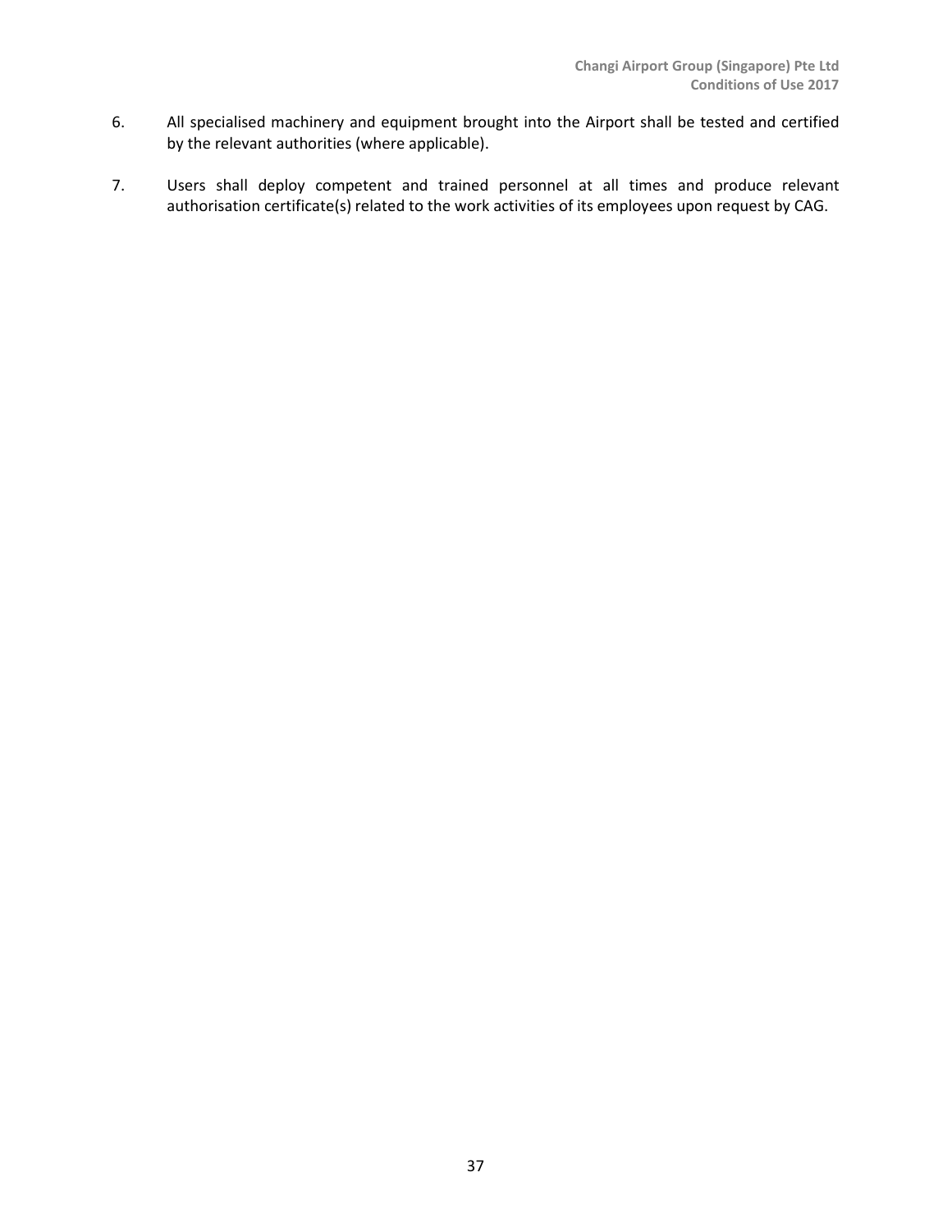6. All specialised machinery and equipment brought into the Airport shall be tested and certified by the relevant authorities (where applicable).

7. Users shall deploy competent and trained personnel at all times and produce relevant authorisation certificate(s) related to the work activities of its employees upon request by CAG.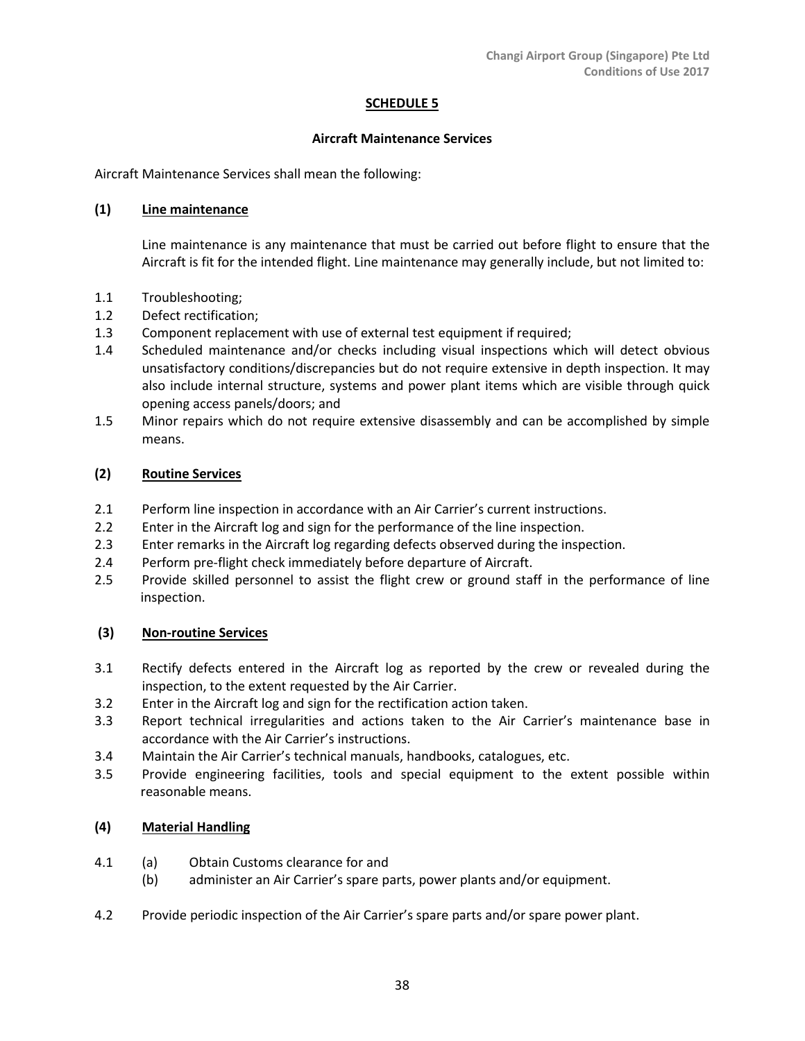## SCHEDULE 5

### Aircraft Maintenance Services

Aircraft Maintenance Services shall mean the following:

**(1) Line maintenance**

Line maintenance is any maintenance that must be carried out before flight to ensure that the Aircraft is fit for the intended flight. Line maintenance may generally include, but not limited to:

1.1 Troubleshooting;

1.2 Defect rectification;

1.3 Component replacement with use of external test equipment if required;

1.4 Scheduled maintenance and/or checks including visual inspections which will detect obvious unsatisfactory conditions/discrepancies but do not require extensive in depth inspection. It may also include internal structure, systems and power plant items which are visible through quick opening access panels/doors; and

1.5 Minor repairs which do not require extensive disassembly and can be accomplished by simple means.

**(2) Routine Services**

2.1 Perform line inspection in accordance with an Air Carrier's current instructions.

2.2 Enter in the Aircraft log and sign for the performance of the line inspection.

2.3 Enter remarks in the Aircraft log regarding defects observed during the inspection.

2.4 Perform pre-flight check immediately before departure of Aircraft.

2.5 Provide skilled personnel to assist the flight crew or ground staff in the performance of line inspection.

**(3) Non-routine Services**

3.1 Rectify defects entered in the Aircraft log as reported by the crew or revealed during the inspection, to the extent requested by the Air Carrier.

3.2 Enter in the Aircraft log and sign for the rectification action taken.

3.3 Report technical irregularities and actions taken to the Air Carrier's maintenance base in accordance with the Air Carrier's instructions.

3.4 Maintain the Air Carrier's technical manuals, handbooks, catalogues, etc.

3.5 Provide engineering facilities, tools and special equipment to the extent possible within reasonable means.

**(4) Material Handling**

4.1 (a) Obtain Customs clearance for and
  (b) administer an Air Carrier's spare parts, power plants and/or equipment.

4.2 Provide periodic inspection of the Air Carrier's spare parts and/or spare power plant.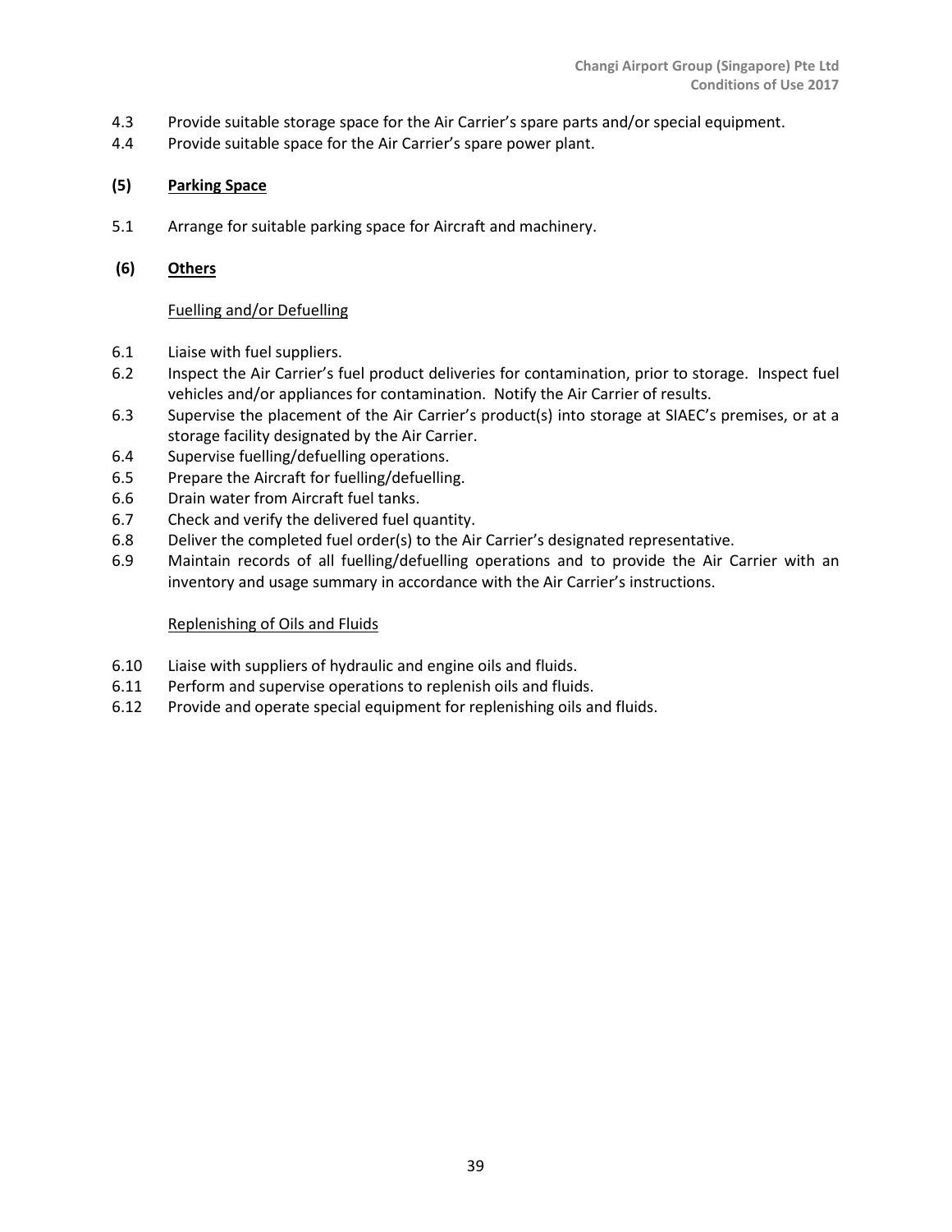4.3 Provide suitable storage space for the Air Carrier's spare parts and/or special equipment.
4.4 Provide suitable space for the Air Carrier's spare power plant.

**(5) Parking Space**

5.1 Arrange for suitable parking space for Aircraft and machinery.

**(6) Others**

Fuelling and/or Defuelling

6.1 Liaise with fuel suppliers.
6.2 Inspect the Air Carrier's fuel product deliveries for contamination, prior to storage. Inspect fuel vehicles and/or appliances for contamination. Notify the Air Carrier of results.
6.3 Supervise the placement of the Air Carrier's product(s) into storage at SIAEC's premises, or at a storage facility designated by the Air Carrier.
6.4 Supervise fuelling/defuelling operations.
6.5 Prepare the Aircraft for fuelling/defuelling.
6.6 Drain water from Aircraft fuel tanks.
6.7 Check and verify the delivered fuel quantity.
6.8 Deliver the completed fuel order(s) to the Air Carrier's designated representative.
6.9 Maintain records of all fuelling/defuelling operations and to provide the Air Carrier with an inventory and usage summary in accordance with the Air Carrier's instructions.

Replenishing of Oils and Fluids

6.10 Liaise with suppliers of hydraulic and engine oils and fluids.
6.11 Perform and supervise operations to replenish oils and fluids.
6.12 Provide and operate special equipment for replenishing oils and fluids.